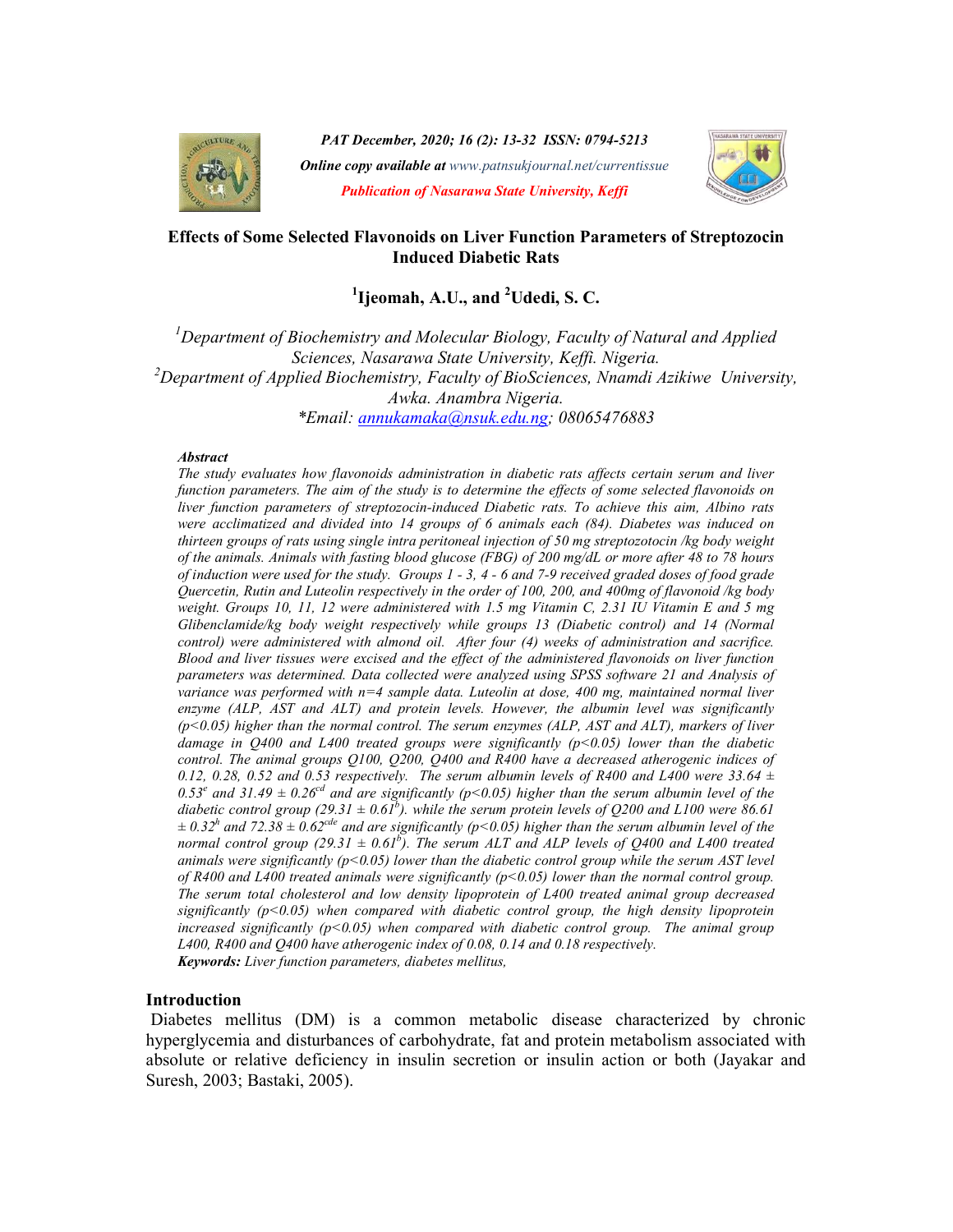*PAT December, 2020; 16 (2): 13-32 ISSN: 0794-5213*

***Online copy available at** www.patnsukjournal.net/currentissue*

***Publication of Nasarawa State University, Keffi***

# Effects of Some Selected Flavonoids on Liver Function Parameters of Streptozocin Induced Diabetic Rats

**[1]Ijeomah, A.U., and [2]Udedi, S. C.**

*[1]Department of Biochemistry and Molecular Biology, Faculty of Natural and Applied Sciences, Nasarawa State University, Keffi. Nigeria.*
*[2]Department of Applied Biochemistry, Faculty of BioSciences, Nnamdi Azikiwe University, Awka. Anambra Nigeria.*
*\*Email: annukamaka@nsuk.edu.ng; 08065476883*

***Abstract***

*The study evaluates how flavonoids administration in diabetic rats affects certain serum and liver function parameters. The aim of the study is to determine the effects of some selected flavonoids on liver function parameters of streptozocin-induced Diabetic rats. To achieve this aim, Albino rats were acclimatized and divided into 14 groups of 6 animals each (84). Diabetes was induced on thirteen groups of rats using single intra peritoneal injection of 50 mg streptozotocin /kg body weight of the animals. Animals with fasting blood glucose (FBG) of 200 mg/dL or more after 48 to 78 hours of induction were used for the study. Groups 1 - 3, 4 - 6 and 7-9 received graded doses of food grade Quercetin, Rutin and Luteolin respectively in the order of 100, 200, and 400mg of flavonoid /kg body weight. Groups 10, 11, 12 were administered with 1.5 mg Vitamin C, 2.31 IU Vitamin E and 5 mg Glibenclamide/kg body weight respectively while groups 13 (Diabetic control) and 14 (Normal control) were administered with almond oil. After four (4) weeks of administration and sacrifice. Blood and liver tissues were excised and the effect of the administered flavonoids on liver function parameters was determined. Data collected were analyzed using SPSS software 21 and Analysis of variance was performed with n=4 sample data. Luteolin at dose, 400 mg, maintained normal liver enzyme (ALP, AST and ALT) and protein levels. However, the albumin level was significantly ($p<0.05$) higher than the normal control. The serum enzymes (ALP, AST and ALT), markers of liver damage in Q400 and L400 treated groups were significantly ($p<0.05$) lower than the diabetic control. The animal groups Q100, Q200, Q400 and R400 have a decreased atherogenic indices of 0.12, 0.28, 0.52 and 0.53 respectively. The serum albumin levels of R400 and L400 were 33.64 ± 0.53[e] and 31.49 ± 0.26[cd] and are significantly ($p<0.05$) higher than the serum albumin level of the diabetic control group (29.31 ± 0.61[b]). while the serum protein levels of Q200 and L100 were 86.61 ± 0.32[h] and 72.38 ± 0.62[cde] and are significantly ($p<0.05$) higher than the serum albumin level of the normal control group (29.31 ± 0.61[b]). The serum ALT and ALP levels of Q400 and L400 treated animals were significantly ($p<0.05$) lower than the diabetic control group while the serum AST level of R400 and L400 treated animals were significantly ($p<0.05$) lower than the normal control group. The serum total cholesterol and low density lipoprotein of L400 treated animal group decreased significantly ($p<0.05$) when compared with diabetic control group, the high density lipoprotein increased significantly ($p<0.05$) when compared with diabetic control group. The animal group L400, R400 and Q400 have atherogenic index of 0.08, 0.14 and 0.18 respectively.*

***Keywords:** Liver function parameters, diabetes mellitus,*

## Introduction

Diabetes mellitus (DM) is a common metabolic disease characterized by chronic hyperglycemia and disturbances of carbohydrate, fat and protein metabolism associated with absolute or relative deficiency in insulin secretion or insulin action or both (Jayakar and Suresh, 2003; Bastaki, 2005).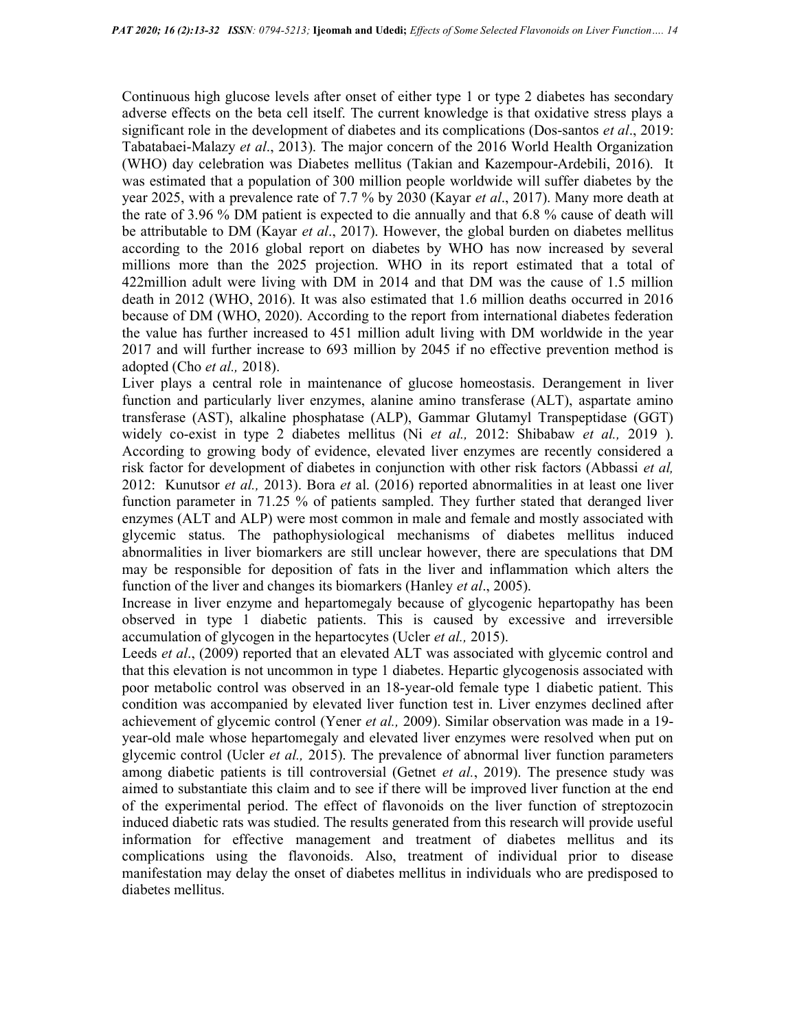Continuous high glucose levels after onset of either type 1 or type 2 diabetes has secondary adverse effects on the beta cell itself. The current knowledge is that oxidative stress plays a significant role in the development of diabetes and its complications (Dos-santos *et al*., 2019: Tabatabaei-Malazy *et al*., 2013). The major concern of the 2016 World Health Organization (WHO) day celebration was Diabetes mellitus (Takian and Kazempour-Ardebili, 2016). It was estimated that a population of 300 million people worldwide will suffer diabetes by the year 2025, with a prevalence rate of 7.7 % by 2030 (Kayar *et al*., 2017). Many more death at the rate of 3.96 % DM patient is expected to die annually and that 6.8 % cause of death will be attributable to DM (Kayar *et al*., 2017). However, the global burden on diabetes mellitus according to the 2016 global report on diabetes by WHO has now increased by several millions more than the 2025 projection. WHO in its report estimated that a total of 422million adult were living with DM in 2014 and that DM was the cause of 1.5 million death in 2012 (WHO, 2016). It was also estimated that 1.6 million deaths occurred in 2016 because of DM (WHO, 2020). According to the report from international diabetes federation the value has further increased to 451 million adult living with DM worldwide in the year 2017 and will further increase to 693 million by 2045 if no effective prevention method is adopted (Cho *et al.,* 2018).

Liver plays a central role in maintenance of glucose homeostasis. Derangement in liver function and particularly liver enzymes, alanine amino transferase (ALT), aspartate amino transferase (AST), alkaline phosphatase (ALP), Gammar Glutamyl Transpeptidase (GGT) widely co-exist in type 2 diabetes mellitus (Ni *et al.,* 2012: Shibabaw *et al.,* 2019 ). According to growing body of evidence, elevated liver enzymes are recently considered a risk factor for development of diabetes in conjunction with other risk factors (Abbassi *et al,* 2012: Kunutsor *et al.,* 2013). Bora *et* al. (2016) reported abnormalities in at least one liver function parameter in 71.25 % of patients sampled. They further stated that deranged liver enzymes (ALT and ALP) were most common in male and female and mostly associated with glycemic status. The pathophysiological mechanisms of diabetes mellitus induced abnormalities in liver biomarkers are still unclear however, there are speculations that DM may be responsible for deposition of fats in the liver and inflammation which alters the function of the liver and changes its biomarkers (Hanley *et al*., 2005).

Increase in liver enzyme and hepartomegaly because of glycogenic hepartopathy has been observed in type 1 diabetic patients. This is caused by excessive and irreversible accumulation of glycogen in the hepartocytes (Ucler *et al.,* 2015).

Leeds *et al*., (2009) reported that an elevated ALT was associated with glycemic control and that this elevation is not uncommon in type 1 diabetes. Hepartic glycogenosis associated with poor metabolic control was observed in an 18-year-old female type 1 diabetic patient. This condition was accompanied by elevated liver function test in. Liver enzymes declined after achievement of glycemic control (Yener *et al.,* 2009). Similar observation was made in a 19-year-old male whose hepartomegaly and elevated liver enzymes were resolved when put on glycemic control (Ucler *et al.,* 2015). The prevalence of abnormal liver function parameters among diabetic patients is till controversial (Getnet *et al.*, 2019). The presence study was aimed to substantiate this claim and to see if there will be improved liver function at the end of the experimental period. The effect of flavonoids on the liver function of streptozocin induced diabetic rats was studied. The results generated from this research will provide useful information for effective management and treatment of diabetes mellitus and its complications using the flavonoids. Also, treatment of individual prior to disease manifestation may delay the onset of diabetes mellitus in individuals who are predisposed to diabetes mellitus.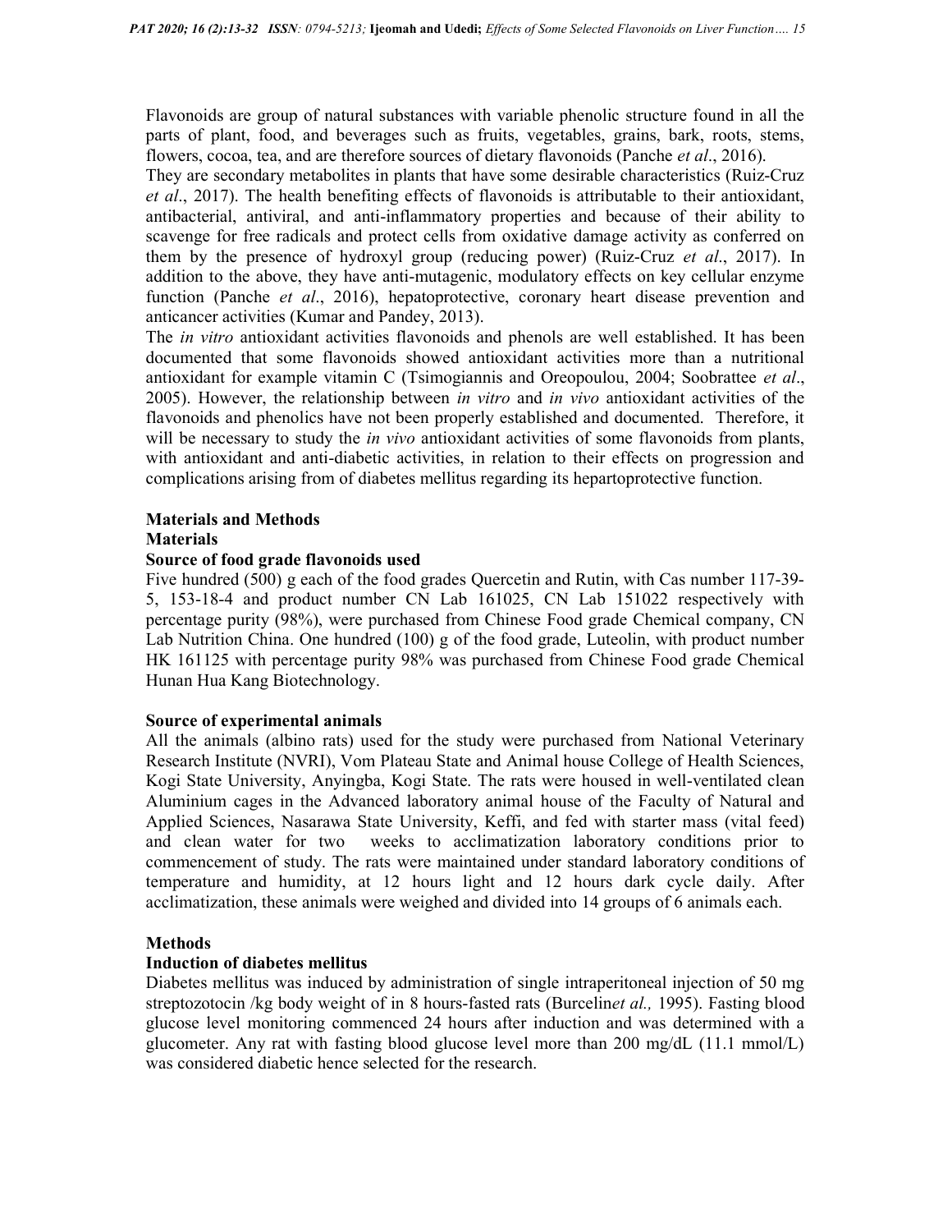Flavonoids are group of natural substances with variable phenolic structure found in all the parts of plant, food, and beverages such as fruits, vegetables, grains, bark, roots, stems, flowers, cocoa, tea, and are therefore sources of dietary flavonoids (Panche *et al*., 2016).

They are secondary metabolites in plants that have some desirable characteristics (Ruiz-Cruz *et al*., 2017). The health benefiting effects of flavonoids is attributable to their antioxidant, antibacterial, antiviral, and anti-inflammatory properties and because of their ability to scavenge for free radicals and protect cells from oxidative damage activity as conferred on them by the presence of hydroxyl group (reducing power) (Ruiz-Cruz *et al*., 2017). In addition to the above, they have anti-mutagenic, modulatory effects on key cellular enzyme function (Panche *et al*., 2016), hepatoprotective, coronary heart disease prevention and anticancer activities (Kumar and Pandey, 2013).

The *in vitro* antioxidant activities flavonoids and phenols are well established. It has been documented that some flavonoids showed antioxidant activities more than a nutritional antioxidant for example vitamin C (Tsimogiannis and Oreopoulou, 2004; Soobrattee *et al*., 2005). However, the relationship between *in vitro* and *in vivo* antioxidant activities of the flavonoids and phenolics have not been properly established and documented. Therefore, it will be necessary to study the *in vivo* antioxidant activities of some flavonoids from plants, with antioxidant and anti-diabetic activities, in relation to their effects on progression and complications arising from of diabetes mellitus regarding its hepartoprotective function.

## Materials and Methods

### Materials

#### Source of food grade flavonoids used

Five hundred (500) g each of the food grades Quercetin and Rutin, with Cas number 117-39-5, 153-18-4 and product number CN Lab 161025, CN Lab 151022 respectively with percentage purity (98%), were purchased from Chinese Food grade Chemical company, CN Lab Nutrition China. One hundred (100) g of the food grade, Luteolin, with product number HK 161125 with percentage purity 98% was purchased from Chinese Food grade Chemical Hunan Hua Kang Biotechnology.

#### Source of experimental animals

All the animals (albino rats) used for the study were purchased from National Veterinary Research Institute (NVRI), Vom Plateau State and Animal house College of Health Sciences, Kogi State University, Anyingba, Kogi State. The rats were housed in well-ventilated clean Aluminium cages in the Advanced laboratory animal house of the Faculty of Natural and Applied Sciences, Nasarawa State University, Keffi, and fed with starter mass (vital feed) and clean water for two weeks to acclimatization laboratory conditions prior to commencement of study. The rats were maintained under standard laboratory conditions of temperature and humidity, at 12 hours light and 12 hours dark cycle daily. After acclimatization, these animals were weighed and divided into 14 groups of 6 animals each.

### Methods

#### Induction of diabetes mellitus

Diabetes mellitus was induced by administration of single intraperitoneal injection of 50 mg streptozotocin /kg body weight of in 8 hours-fasted rats (Burcelin*et al.,* 1995). Fasting blood glucose level monitoring commenced 24 hours after induction and was determined with a glucometer. Any rat with fasting blood glucose level more than 200 mg/dL (11.1 mmol/L) was considered diabetic hence selected for the research.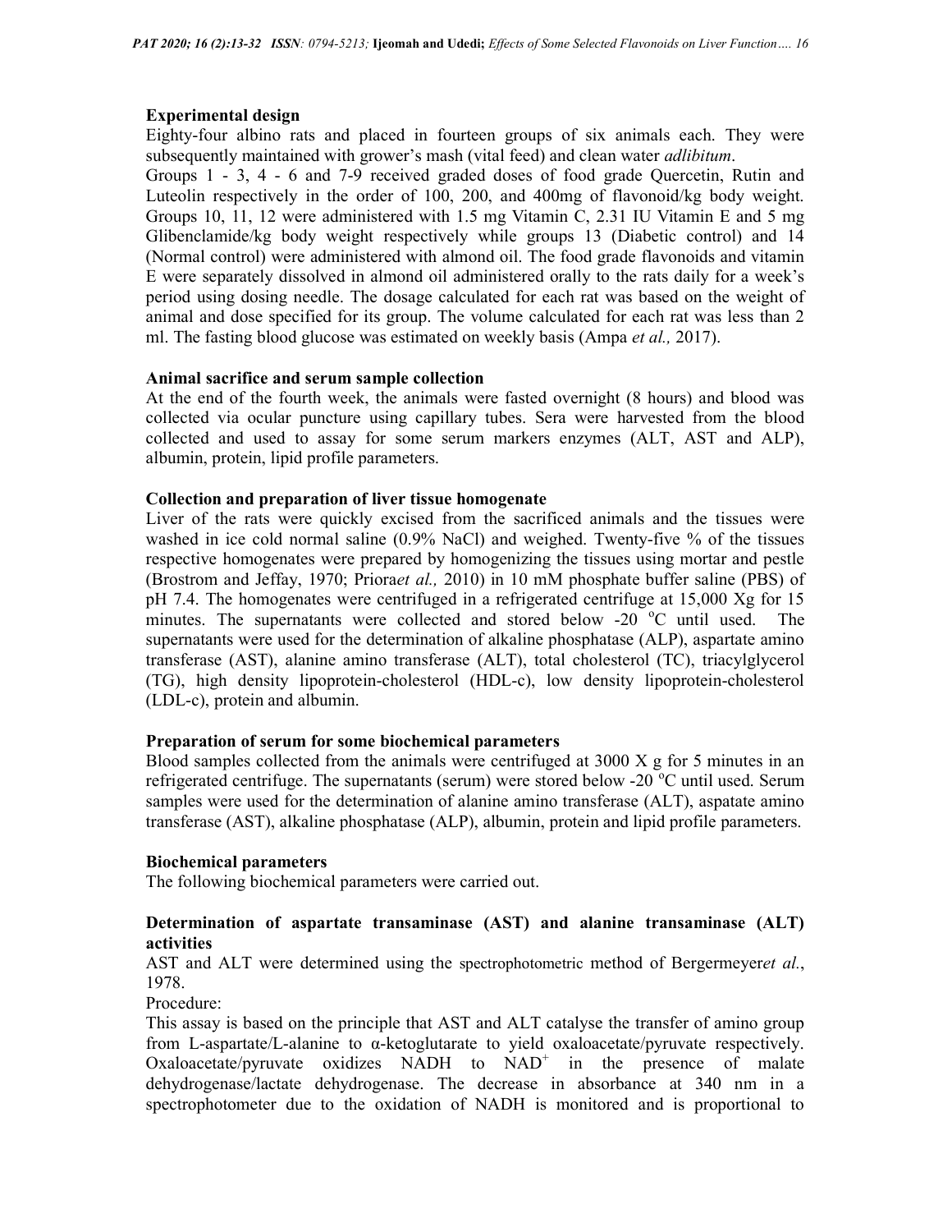**Experimental design**

Eighty-four albino rats and placed in fourteen groups of six animals each. They were subsequently maintained with grower's mash (vital feed) and clean water *adlibitum*.

Groups 1 - 3, 4 - 6 and 7-9 received graded doses of food grade Quercetin, Rutin and Luteolin respectively in the order of 100, 200, and 400mg of flavonoid/kg body weight. Groups 10, 11, 12 were administered with 1.5 mg Vitamin C, 2.31 IU Vitamin E and 5 mg Glibenclamide/kg body weight respectively while groups 13 (Diabetic control) and 14 (Normal control) were administered with almond oil. The food grade flavonoids and vitamin E were separately dissolved in almond oil administered orally to the rats daily for a week's period using dosing needle. The dosage calculated for each rat was based on the weight of animal and dose specified for its group. The volume calculated for each rat was less than 2 ml. The fasting blood glucose was estimated on weekly basis (Ampa *et al.,* 2017).

**Animal sacrifice and serum sample collection**

At the end of the fourth week, the animals were fasted overnight (8 hours) and blood was collected via ocular puncture using capillary tubes. Sera were harvested from the blood collected and used to assay for some serum markers enzymes (ALT, AST and ALP), albumin, protein, lipid profile parameters.

**Collection and preparation of liver tissue homogenate**

Liver of the rats were quickly excised from the sacrificed animals and the tissues were washed in ice cold normal saline (0.9% NaCl) and weighed. Twenty-five % of the tissues respective homogenates were prepared by homogenizing the tissues using mortar and pestle (Brostrom and Jeffay, 1970; Priora*et al.,* 2010) in 10 mM phosphate buffer saline (PBS) of pH 7.4. The homogenates were centrifuged in a refrigerated centrifuge at 15,000 Xg for 15 minutes. The supernatants were collected and stored below -20 $^{o}$C until used. The supernatants were used for the determination of alkaline phosphatase (ALP), aspartate amino transferase (AST), alanine amino transferase (ALT), total cholesterol (TC), triacylglycerol (TG), high density lipoprotein-cholesterol (HDL-c), low density lipoprotein-cholesterol (LDL-c), protein and albumin.

**Preparation of serum for some biochemical parameters**

Blood samples collected from the animals were centrifuged at 3000 X g for 5 minutes in an refrigerated centrifuge. The supernatants (serum) were stored below -20 $^{o}$C until used. Serum samples were used for the determination of alanine amino transferase (ALT), aspatate amino transferase (AST), alkaline phosphatase (ALP), albumin, protein and lipid profile parameters.

**Biochemical parameters**

The following biochemical parameters were carried out.

**Determination of aspartate transaminase (AST) and alanine transaminase (ALT) activities**

AST and ALT were determined using the spectrophotometric method of Bergermeyer*et al.*, 1978.

Procedure:

This assay is based on the principle that AST and ALT catalyse the transfer of amino group from L-aspartate/L-alanine to α-ketoglutarate to yield oxaloacetate/pyruvate respectively. Oxaloacetate/pyruvate oxidizes NADH to $NAD^{+}$ in the presence of malate dehydrogenase/lactate dehydrogenase. The decrease in absorbance at 340 nm in a spectrophotometer due to the oxidation of NADH is monitored and is proportional to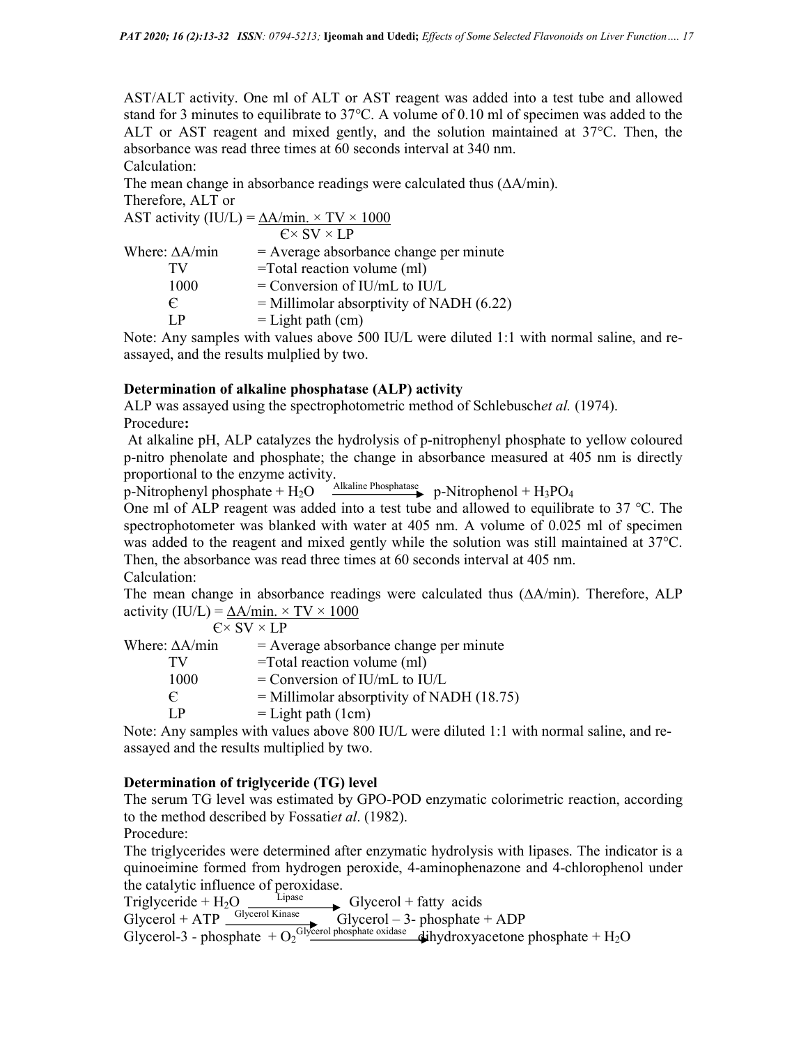AST/ALT activity. One ml of ALT or AST reagent was added into a test tube and allowed stand for 3 minutes to equilibrate to 37°C. A volume of 0.10 ml of specimen was added to the ALT or AST reagent and mixed gently, and the solution maintained at 37°C. Then, the absorbance was read three times at 60 seconds interval at 340 nm.

Calculation:

The mean change in absorbance readings were calculated thus (ΔA/min).

Therefore, ALT or

$$\text{AST activity (IU/L)} = \frac{\Delta A/\text{min.} \times TV \times 1000}{Є \times SV \times LP}$$

Where: ΔA/min = Average absorbance change per minute
TV =Total reaction volume (ml)
1000 = Conversion of IU/mL to IU/L
Є = Millimolar absorptivity of NADH (6.22)
LP = Light path (cm)

Note: Any samples with values above 500 IU/L were diluted 1:1 with normal saline, and re-assayed, and the results mulplied by two.

**Determination of alkaline phosphatase (ALP) activity**

ALP was assayed using the spectrophotometric method of Schlebusch*et al.* (1974).

Procedure**:**

At alkaline pH, ALP catalyzes the hydrolysis of p-nitrophenyl phosphate to yellow coloured p-nitro phenolate and phosphate; the change in absorbance measured at 405 nm is directly proportional to the enzyme activity.

$$\text{p-Nitrophenyl phosphate} + H_2O \xrightarrow{\text{Alkaline Phosphatase}} \text{p-Nitrophenol} + H_3PO_4$$

One ml of ALP reagent was added into a test tube and allowed to equilibrate to 37 °C. The spectrophotometer was blanked with water at 405 nm. A volume of 0.025 ml of specimen was added to the reagent and mixed gently while the solution was still maintained at 37°C. Then, the absorbance was read three times at 60 seconds interval at 405 nm.

Calculation:

The mean change in absorbance readings were calculated thus (ΔA/min). Therefore, ALP

$$\text{activity (IU/L)} = \frac{\Delta A/\text{min.} \times TV \times 1000}{Є \times SV \times LP}$$

Where: ΔA/min = Average absorbance change per minute
TV =Total reaction volume (ml)
1000 = Conversion of IU/mL to IU/L
Є = Millimolar absorptivity of NADH (18.75)
LP = Light path (1cm)

Note: Any samples with values above 800 IU/L were diluted 1:1 with normal saline, and re-assayed and the results multiplied by two.

**Determination of triglyceride (TG) level**

The serum TG level was estimated by GPO-POD enzymatic colorimetric reaction, according to the method described by Fossati*et al*. (1982).

Procedure:

The triglycerides were determined after enzymatic hydrolysis with lipases. The indicator is a quinoeimine formed from hydrogen peroxide, 4-aminophenazone and 4-chlorophenol under the catalytic influence of peroxidase.

$$\text{Triglyceride} + H_2O \xrightarrow{\text{Lipase}} \text{Glycerol} + \text{fatty acids}$$

$$\text{Glycerol} + \text{ATP} \xrightarrow{\text{Glycerol Kinase}} \text{Glycerol – 3- phosphate} + \text{ADP}$$

$$\text{Glycerol-3 - phosphate} + O_2 \xrightarrow{\text{Glycerol phosphate oxidase}} \text{dihydroxyacetone phosphate} + H_2O$$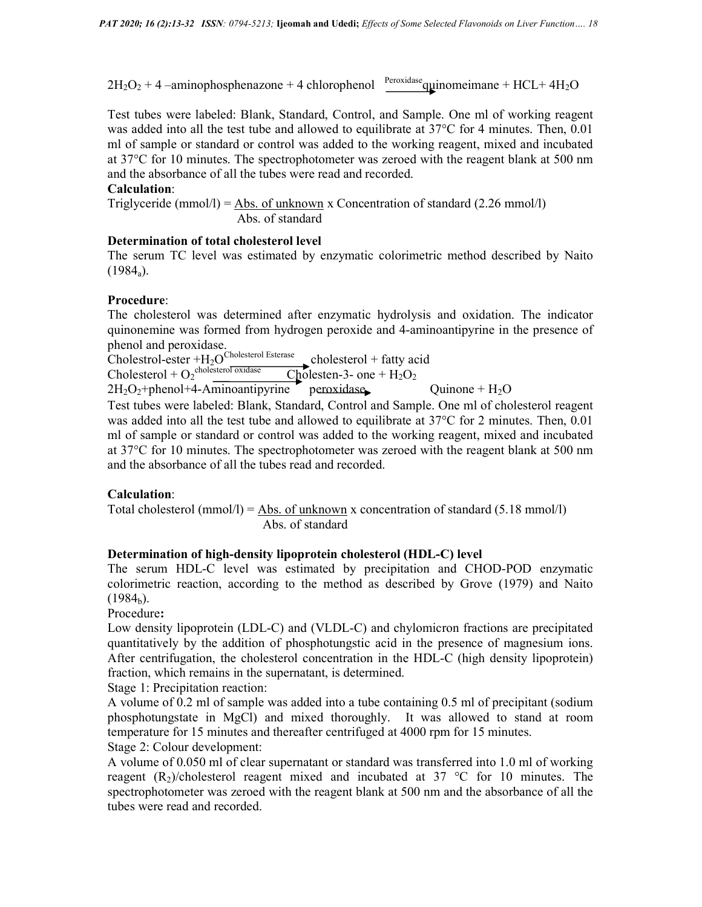$2H_2O_2$ + 4 –aminophosphenazone + 4 chlorophenol $\xrightarrow{\text{Peroxidase}}$ quinomeimane + HCL+ $4H_2O$

Test tubes were labeled: Blank, Standard, Control, and Sample. One ml of working reagent was added into all the test tube and allowed to equilibrate at 37°C for 4 minutes. Then, 0.01 ml of sample or standard or control was added to the working reagent, mixed and incubated at 37°C for 10 minutes. The spectrophotometer was zeroed with the reagent blank at 500 nm and the absorbance of all the tubes were read and recorded.

**Calculation**:

$$\text{Triglyceride (mmol/l)} = \frac{\text{Abs. of unknown}}{\text{Abs. of standard}} \times \text{Concentration of standard (2.26 mmol/l)}$$

**Determination of total cholesterol level**

The serum TC level was estimated by enzymatic colorimetric method described by Naito ($1984_a$).

**Procedure**:

The cholesterol was determined after enzymatic hydrolysis and oxidation. The indicator quinonemine was formed from hydrogen peroxide and 4-aminoantipyrine in the presence of phenol and peroxidase.

Cholestrol-ester + $H_2O$ $\xrightarrow{\text{Cholesterol Esterase}}$ cholesterol + fatty acid

Cholesterol + $O_2$ $\xrightarrow{\text{cholesterol oxidase}}$ Cholesten-3- one + $H_2O_2$

$2H_2O_2$+phenol+4-Aminoantipyrine $\xrightarrow{\text{peroxidase}}$ Quinone + $H_2O$

Test tubes were labeled: Blank, Standard, Control and Sample. One ml of cholesterol reagent was added into all the test tube and allowed to equilibrate at 37°C for 2 minutes. Then, 0.01 ml of sample or standard or control was added to the working reagent, mixed and incubated at 37°C for 10 minutes. The spectrophotometer was zeroed with the reagent blank at 500 nm and the absorbance of all the tubes read and recorded.

**Calculation**:

$$\text{Total cholesterol (mmol/l)} = \frac{\text{Abs. of unknown}}{\text{Abs. of standard}} \times \text{concentration of standard (5.18 mmol/l)}$$

**Determination of high-density lipoprotein cholesterol (HDL-C) level**

The serum HDL-C level was estimated by precipitation and CHOD-POD enzymatic colorimetric reaction, according to the method as described by Grove (1979) and Naito ($1984_b$).

Procedure**:**

Low density lipoprotein (LDL-C) and (VLDL-C) and chylomicron fractions are precipitated quantitatively by the addition of phosphotungstic acid in the presence of magnesium ions. After centrifugation, the cholesterol concentration in the HDL-C (high density lipoprotein) fraction, which remains in the supernatant, is determined.

Stage 1: Precipitation reaction:

A volume of 0.2 ml of sample was added into a tube containing 0.5 ml of precipitant (sodium phosphotungstate in MgCl) and mixed thoroughly. It was allowed to stand at room temperature for 15 minutes and thereafter centrifuged at 4000 rpm for 15 minutes.

Stage 2: Colour development:

A volume of 0.050 ml of clear supernatant or standard was transferred into 1.0 ml of working reagent ($R_2$)/cholesterol reagent mixed and incubated at 37 °C for 10 minutes. The spectrophotometer was zeroed with the reagent blank at 500 nm and the absorbance of all the tubes were read and recorded.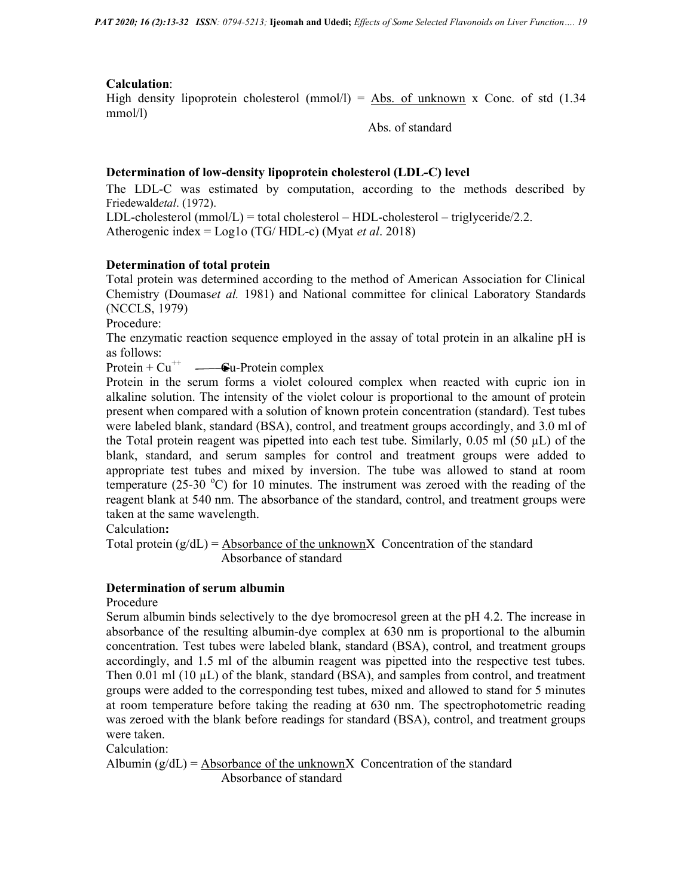**Calculation**:

$$\text{High density lipoprotein cholesterol (mmol/l)} = \frac{\text{Abs. of unknown}}{\text{Abs. of standard}} \times \text{Conc. of std (1.34 mmol/l)}$$

**Determination of low-density lipoprotein cholesterol (LDL-C) level**

The LDL-C was estimated by computation, according to the methods described by Friedewald*etal*. (1972).

LDL-cholesterol (mmol/L) = total cholesterol – HDL-cholesterol – triglyceride/2.2.

Atherogenic index = Log1o (TG/ HDL-c) (Myat *et al*. 2018)

**Determination of total protein**

Total protein was determined according to the method of American Association for Clinical Chemistry (Doumas*et al.* 1981) and National committee for clinical Laboratory Standards (NCCLS, 1979)

Procedure:

The enzymatic reaction sequence employed in the assay of total protein in an alkaline pH is as follows:

$$\text{Protein} + Cu^{++} \longrightarrow \text{Cu-Protein complex}$$

Protein in the serum forms a violet coloured complex when reacted with cupric ion in alkaline solution. The intensity of the violet colour is proportional to the amount of protein present when compared with a solution of known protein concentration (standard). Test tubes were labeled blank, standard (BSA), control, and treatment groups accordingly, and 3.0 ml of the Total protein reagent was pipetted into each test tube. Similarly, 0.05 ml (50 µL) of the blank, standard, and serum samples for control and treatment groups were added to appropriate test tubes and mixed by inversion. The tube was allowed to stand at room temperature (25-30 °C) for 10 minutes. The instrument was zeroed with the reading of the reagent blank at 540 nm. The absorbance of the standard, control, and treatment groups were taken at the same wavelength.

Calculation**:**

$$\text{Total protein (g/dL)} = \frac{\text{Absorbance of the unknown}}{\text{Absorbance of standard}} \times \text{Concentration of the standard}$$

**Determination of serum albumin**

Procedure

Serum albumin binds selectively to the dye bromocresol green at the pH 4.2. The increase in absorbance of the resulting albumin-dye complex at 630 nm is proportional to the albumin concentration. Test tubes were labeled blank, standard (BSA), control, and treatment groups accordingly, and 1.5 ml of the albumin reagent was pipetted into the respective test tubes. Then 0.01 ml (10 µL) of the blank, standard (BSA), and samples from control, and treatment groups were added to the corresponding test tubes, mixed and allowed to stand for 5 minutes at room temperature before taking the reading at 630 nm. The spectrophotometric reading was zeroed with the blank before readings for standard (BSA), control, and treatment groups were taken.

Calculation:

$$\text{Albumin (g/dL)} = \frac{\text{Absorbance of the unknown}}{\text{Absorbance of standard}} \times \text{Concentration of the standard}$$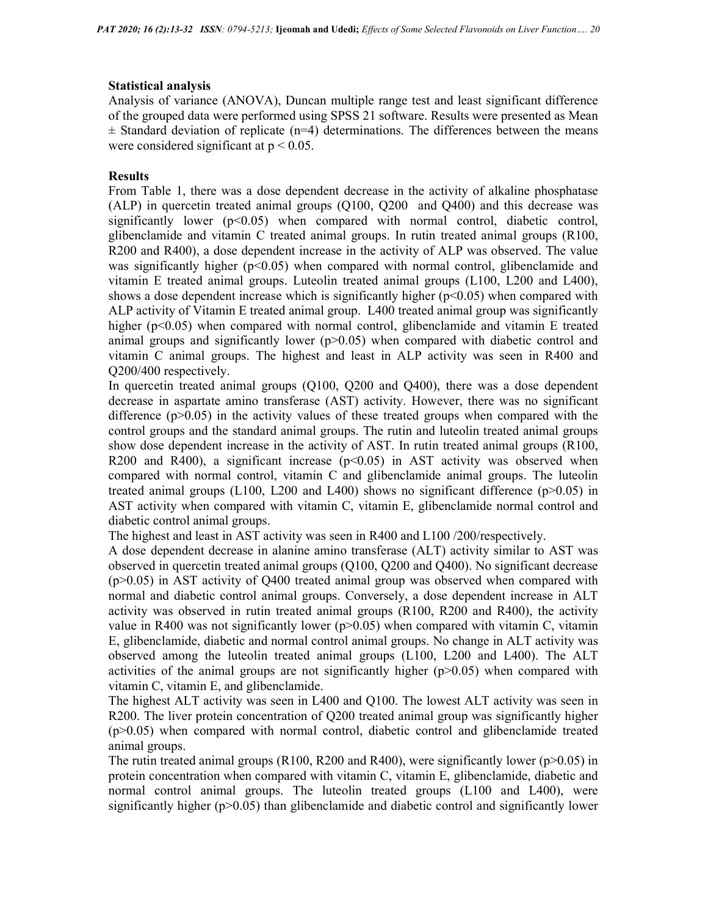**Statistical analysis**

Analysis of variance (ANOVA), Duncan multiple range test and least significant difference of the grouped data were performed using SPSS 21 software. Results were presented as Mean ± Standard deviation of replicate (n=4) determinations. The differences between the means were considered significant at $p < 0.05$.

**Results**

From Table 1, there was a dose dependent decrease in the activity of alkaline phosphatase (ALP) in quercetin treated animal groups (Q100, Q200 and Q400) and this decrease was significantly lower ($p<0.05$) when compared with normal control, diabetic control, glibenclamide and vitamin C treated animal groups. In rutin treated animal groups (R100, R200 and R400), a dose dependent increase in the activity of ALP was observed. The value was significantly higher ($p<0.05$) when compared with normal control, glibenclamide and vitamin E treated animal groups. Luteolin treated animal groups (L100, L200 and L400), shows a dose dependent increase which is significantly higher ($p<0.05$) when compared with ALP activity of Vitamin E treated animal group. L400 treated animal group was significantly higher ($p<0.05$) when compared with normal control, glibenclamide and vitamin E treated animal groups and significantly lower ($p>0.05$) when compared with diabetic control and vitamin C animal groups. The highest and least in ALP activity was seen in R400 and Q200/400 respectively.

In quercetin treated animal groups (Q100, Q200 and Q400), there was a dose dependent decrease in aspartate amino transferase (AST) activity. However, there was no significant difference ($p>0.05$) in the activity values of these treated groups when compared with the control groups and the standard animal groups. The rutin and luteolin treated animal groups show dose dependent increase in the activity of AST. In rutin treated animal groups (R100, R200 and R400), a significant increase ($p<0.05$) in AST activity was observed when compared with normal control, vitamin C and glibenclamide animal groups. The luteolin treated animal groups (L100, L200 and L400) shows no significant difference ($p>0.05$) in AST activity when compared with vitamin C, vitamin E, glibenclamide normal control and diabetic control animal groups.

The highest and least in AST activity was seen in R400 and L100 /200/respectively.

A dose dependent decrease in alanine amino transferase (ALT) activity similar to AST was observed in quercetin treated animal groups (Q100, Q200 and Q400). No significant decrease ($p>0.05$) in AST activity of Q400 treated animal group was observed when compared with normal and diabetic control animal groups. Conversely, a dose dependent increase in ALT activity was observed in rutin treated animal groups (R100, R200 and R400), the activity value in R400 was not significantly lower ($p>0.05$) when compared with vitamin C, vitamin E, glibenclamide, diabetic and normal control animal groups. No change in ALT activity was observed among the luteolin treated animal groups (L100, L200 and L400). The ALT activities of the animal groups are not significantly higher ($p>0.05$) when compared with vitamin C, vitamin E, and glibenclamide.

The highest ALT activity was seen in L400 and Q100. The lowest ALT activity was seen in R200. The liver protein concentration of Q200 treated animal group was significantly higher ($p>0.05$) when compared with normal control, diabetic control and glibenclamide treated animal groups.

The rutin treated animal groups (R100, R200 and R400), were significantly lower ($p>0.05$) in protein concentration when compared with vitamin C, vitamin E, glibenclamide, diabetic and normal control animal groups. The luteolin treated groups (L100 and L400), were significantly higher ($p>0.05$) than glibenclamide and diabetic control and significantly lower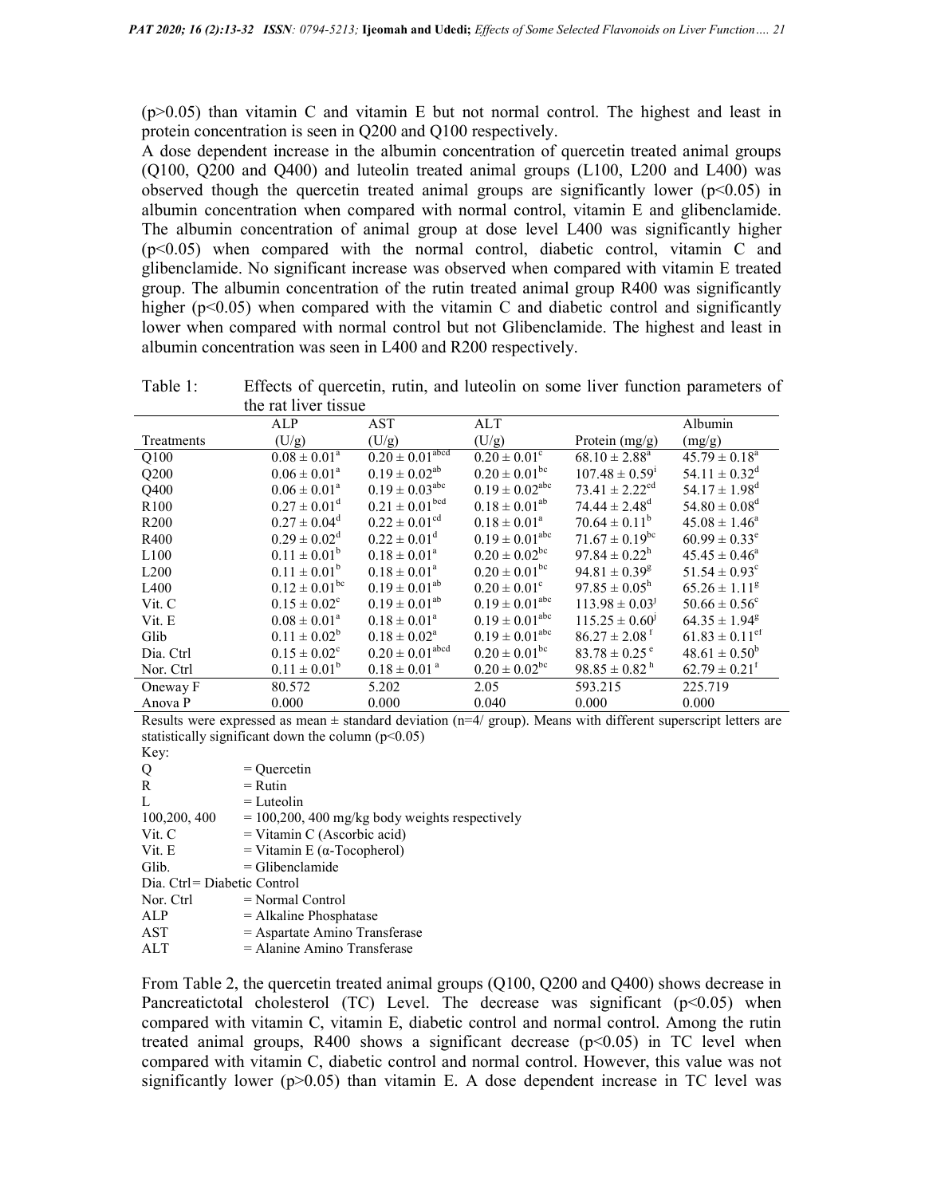(p>0.05) than vitamin C and vitamin E but not normal control. The highest and least in protein concentration is seen in Q200 and Q100 respectively.

A dose dependent increase in the albumin concentration of quercetin treated animal groups (Q100, Q200 and Q400) and luteolin treated animal groups (L100, L200 and L400) was observed though the quercetin treated animal groups are significantly lower ($p<0.05$) in albumin concentration when compared with normal control, vitamin E and glibenclamide. The albumin concentration of animal group at dose level L400 was significantly higher ($p<0.05$) when compared with the normal control, diabetic control, vitamin C and glibenclamide. No significant increase was observed when compared with vitamin E treated group. The albumin concentration of the rutin treated animal group R400 was significantly higher ($p<0.05$) when compared with the vitamin C and diabetic control and significantly lower when compared with normal control but not Glibenclamide. The highest and least in albumin concentration was seen in L400 and R200 respectively.

Table 1: Effects of quercetin, rutin, and luteolin on some liver function parameters of the rat liver tissue

| Treatments | ALP (U/g) | AST (U/g) | ALT (U/g) | Protein (mg/g) | Albumin (mg/g) |
|---|---|---|---|---|---|
| Q100 | $0.08 \pm 0.01^{a}$ | $0.20 \pm 0.01^{abcd}$ | $0.20 \pm 0.01^{c}$ | $68.10 \pm 2.88^{a}$ | $45.79 \pm 0.18^{a}$ |
| Q200 | $0.06 \pm 0.01^{a}$ | $0.19 \pm 0.02^{ab}$ | $0.20 \pm 0.01^{bc}$ | $107.48 \pm 0.59^{i}$ | $54.11 \pm 0.32^{d}$ |
| Q400 | $0.06 \pm 0.01^{a}$ | $0.19 \pm 0.03^{abc}$ | $0.19 \pm 0.02^{abc}$ | $73.41 \pm 2.22^{cd}$ | $54.17 \pm 1.98^{d}$ |
| R100 | $0.27 \pm 0.01^{d}$ | $0.21 \pm 0.01^{bcd}$ | $0.18 \pm 0.01^{ab}$ | $74.44 \pm 2.48^{d}$ | $54.80 \pm 0.08^{d}$ |
| R200 | $0.27 \pm 0.04^{d}$ | $0.22 \pm 0.01^{cd}$ | $0.18 \pm 0.01^{a}$ | $70.64 \pm 0.11^{b}$ | $45.08 \pm 1.46^{a}$ |
| R400 | $0.29 \pm 0.02^{d}$ | $0.22 \pm 0.01^{d}$ | $0.19 \pm 0.01^{abc}$ | $71.67 \pm 0.19^{bc}$ | $60.99 \pm 0.33^{e}$ |
| L100 | $0.11 \pm 0.01^{b}$ | $0.18 \pm 0.01^{a}$ | $0.20 \pm 0.02^{bc}$ | $97.84 \pm 0.22^{h}$ | $45.45 \pm 0.46^{a}$ |
| L200 | $0.11 \pm 0.01^{b}$ | $0.18 \pm 0.01^{a}$ | $0.20 \pm 0.01^{bc}$ | $94.81 \pm 0.39^{g}$ | $51.54 \pm 0.93^{c}$ |
| L400 | $0.12 \pm 0.01^{bc}$ | $0.19 \pm 0.01^{ab}$ | $0.20 \pm 0.01^{c}$ | $97.85 \pm 0.05^{h}$ | $65.26 \pm 1.11^{g}$ |
| Vit. C | $0.15 \pm 0.02^{c}$ | $0.19 \pm 0.01^{ab}$ | $0.19 \pm 0.01^{abc}$ | $113.98 \pm 0.03^{j}$ | $50.66 \pm 0.56^{c}$ |
| Vit. E | $0.08 \pm 0.01^{a}$ | $0.18 \pm 0.01^{a}$ | $0.19 \pm 0.01^{abc}$ | $115.25 \pm 0.60^{j}$ | $64.35 \pm 1.94^{g}$ |
| Glib | $0.11 \pm 0.02^{b}$ | $0.18 \pm 0.02^{a}$ | $0.19 \pm 0.01^{abc}$ | $86.27 \pm 2.08^{f}$ | $61.83 \pm 0.11^{ef}$ |
| Dia. Ctrl | $0.15 \pm 0.02^{c}$ | $0.20 \pm 0.01^{abcd}$ | $0.20 \pm 0.01^{bc}$ | $83.78 \pm 0.25^{e}$ | $48.61 \pm 0.50^{b}$ |
| Nor. Ctrl | $0.11 \pm 0.01^{b}$ | $0.18 \pm 0.01^{a}$ | $0.20 \pm 0.02^{bc}$ | $98.85 \pm 0.82^{h}$ | $62.79 \pm 0.21^{f}$ |
| Oneway F | 80.572 | 5.202 | 2.05 | 593.215 | 225.719 |
| Anova P | 0.000 | 0.000 | 0.040 | 0.000 | 0.000 |

Results were expressed as mean ± standard deviation (n=4/ group). Means with different superscript letters are statistically significant down the column ($p<0.05$)

Key:

- Q = Quercetin
- R = Rutin
- L = Luteolin
- 100,200, 400 = 100,200, 400 mg/kg body weights respectively
- Vit. C = Vitamin C (Ascorbic acid)
- Vit. E = Vitamin E (α-Tocopherol)
- Glib. = Glibenclamide
- Dia. Ctrl = Diabetic Control
- Nor. Ctrl = Normal Control
- ALP = Alkaline Phosphatase
- AST = Aspartate Amino Transferase
- ALT = Alanine Amino Transferase

From Table 2, the quercetin treated animal groups (Q100, Q200 and Q400) shows decrease in Pancreatictotal cholesterol (TC) Level. The decrease was significant ($p<0.05$) when compared with vitamin C, vitamin E, diabetic control and normal control. Among the rutin treated animal groups, R400 shows a significant decrease ($p<0.05$) in TC level when compared with vitamin C, diabetic control and normal control. However, this value was not significantly lower ($p>0.05$) than vitamin E. A dose dependent increase in TC level was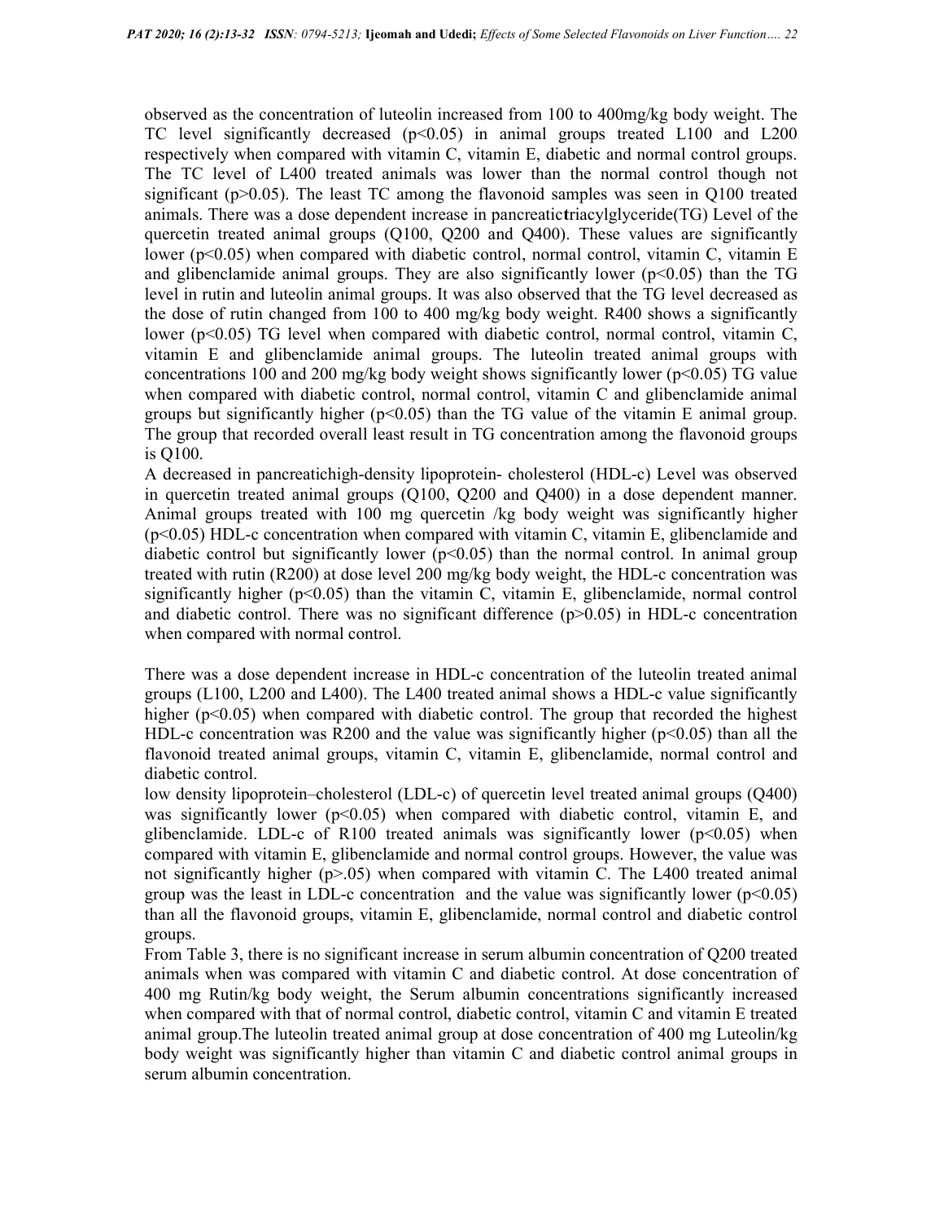observed as the concentration of luteolin increased from 100 to 400mg/kg body weight. The TC level significantly decreased ($p<0.05$) in animal groups treated L100 and L200 respectively when compared with vitamin C, vitamin E, diabetic and normal control groups. The TC level of L400 treated animals was lower than the normal control though not significant ($p>0.05$). The least TC among the flavonoid samples was seen in Q100 treated animals. There was a dose dependent increase in pancreatictriacylglyceride(TG) Level of the quercetin treated animal groups (Q100, Q200 and Q400). These values are significantly lower ($p<0.05$) when compared with diabetic control, normal control, vitamin C, vitamin E and glibenclamide animal groups. They are also significantly lower ($p<0.05$) than the TG level in rutin and luteolin animal groups. It was also observed that the TG level decreased as the dose of rutin changed from 100 to 400 mg/kg body weight. R400 shows a significantly lower ($p<0.05$) TG level when compared with diabetic control, normal control, vitamin C, vitamin E and glibenclamide animal groups. The luteolin treated animal groups with concentrations 100 and 200 mg/kg body weight shows significantly lower ($p<0.05$) TG value when compared with diabetic control, normal control, vitamin C and glibenclamide animal groups but significantly higher ($p<0.05$) than the TG value of the vitamin E animal group. The group that recorded overall least result in TG concentration among the flavonoid groups is Q100.

A decreased in pancreatichigh-density lipoprotein- cholesterol (HDL-c) Level was observed in quercetin treated animal groups (Q100, Q200 and Q400) in a dose dependent manner. Animal groups treated with 100 mg quercetin /kg body weight was significantly higher ($p<0.05$) HDL-c concentration when compared with vitamin C, vitamin E, glibenclamide and diabetic control but significantly lower ($p<0.05$) than the normal control. In animal group treated with rutin (R200) at dose level 200 mg/kg body weight, the HDL-c concentration was significantly higher ($p<0.05$) than the vitamin C, vitamin E, glibenclamide, normal control and diabetic control. There was no significant difference ($p>0.05$) in HDL-c concentration when compared with normal control.

There was a dose dependent increase in HDL-c concentration of the luteolin treated animal groups (L100, L200 and L400). The L400 treated animal shows a HDL-c value significantly higher ($p<0.05$) when compared with diabetic control. The group that recorded the highest HDL-c concentration was R200 and the value was significantly higher ($p<0.05$) than all the flavonoid treated animal groups, vitamin C, vitamin E, glibenclamide, normal control and diabetic control.

low density lipoprotein–cholesterol (LDL-c) of quercetin level treated animal groups (Q400) was significantly lower ($p<0.05$) when compared with diabetic control, vitamin E, and glibenclamide. LDL-c of R100 treated animals was significantly lower ($p<0.05$) when compared with vitamin E, glibenclamide and normal control groups. However, the value was not significantly higher ($p>.05$) when compared with vitamin C. The L400 treated animal group was the least in LDL-c concentration and the value was significantly lower ($p<0.05$) than all the flavonoid groups, vitamin E, glibenclamide, normal control and diabetic control groups.

From Table 3, there is no significant increase in serum albumin concentration of Q200 treated animals when was compared with vitamin C and diabetic control. At dose concentration of 400 mg Rutin/kg body weight, the Serum albumin concentrations significantly increased when compared with that of normal control, diabetic control, vitamin C and vitamin E treated animal group.The luteolin treated animal group at dose concentration of 400 mg Luteolin/kg body weight was significantly higher than vitamin C and diabetic control animal groups in serum albumin concentration.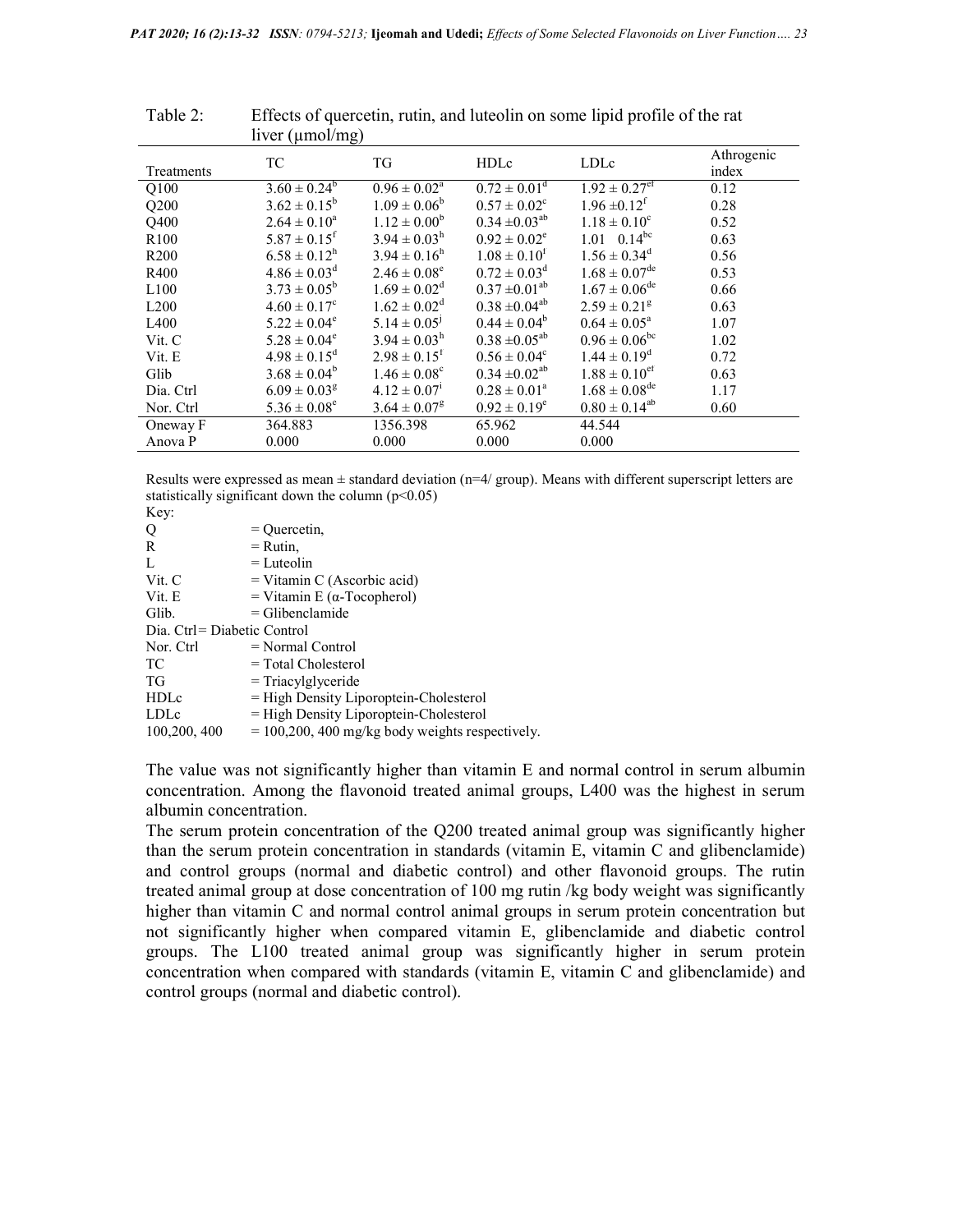Table 2: Effects of quercetin, rutin, and luteolin on some lipid profile of the rat liver (μmol/mg)

| Treatments | TC | TG | HDLc | LDLc | Athrogenic index |
|---|---|---|---|---|---|
| Q100 | $3.60 \pm 0.24^{b}$ | $0.96 \pm 0.02^{a}$ | $0.72 \pm 0.01^{d}$ | $1.92 \pm 0.27^{ef}$ | 0.12 |
| Q200 | $3.62 \pm 0.15^{b}$ | $1.09 \pm 0.06^{b}$ | $0.57 \pm 0.02^{c}$ | $1.96 \pm 0.12^{f}$ | 0.28 |
| Q400 | $2.64 \pm 0.10^{a}$ | $1.12 \pm 0.00^{b}$ | $0.34 \pm 0.03^{ab}$ | $1.18 \pm 0.10^{c}$ | 0.52 |
| R100 | $5.87 \pm 0.15^{f}$ | $3.94 \pm 0.03^{h}$ | $0.92 \pm 0.02^{e}$ | $1.01 \quad 0.14^{bc}$ | 0.63 |
| R200 | $6.58 \pm 0.12^{h}$ | $3.94 \pm 0.16^{h}$ | $1.08 \pm 0.10^{f}$ | $1.56 \pm 0.34^{d}$ | 0.56 |
| R400 | $4.86 \pm 0.03^{d}$ | $2.46 \pm 0.08^{e}$ | $0.72 \pm 0.03^{d}$ | $1.68 \pm 0.07^{de}$ | 0.53 |
| L100 | $3.73 \pm 0.05^{b}$ | $1.69 \pm 0.02^{d}$ | $0.37 \pm 0.01^{ab}$ | $1.67 \pm 0.06^{de}$ | 0.66 |
| L200 | $4.60 \pm 0.17^{c}$ | $1.62 \pm 0.02^{d}$ | $0.38 \pm 0.04^{ab}$ | $2.59 \pm 0.21^{g}$ | 0.63 |
| L400 | $5.22 \pm 0.04^{e}$ | $5.14 \pm 0.05^{j}$ | $0.44 \pm 0.04^{b}$ | $0.64 \pm 0.05^{a}$ | 1.07 |
| Vit. C | $5.28 \pm 0.04^{e}$ | $3.94 \pm 0.03^{h}$ | $0.38 \pm 0.05^{ab}$ | $0.96 \pm 0.06^{bc}$ | 1.02 |
| Vit. E | $4.98 \pm 0.15^{d}$ | $2.98 \pm 0.15^{f}$ | $0.56 \pm 0.04^{c}$ | $1.44 \pm 0.19^{d}$ | 0.72 |
| Glib | $3.68 \pm 0.04^{b}$ | $1.46 \pm 0.08^{c}$ | $0.34 \pm 0.02^{ab}$ | $1.88 \pm 0.10^{ef}$ | 0.63 |
| Dia. Ctrl | $6.09 \pm 0.03^{g}$ | $4.12 \pm 0.07^{i}$ | $0.28 \pm 0.01^{a}$ | $1.68 \pm 0.08^{de}$ | 1.17 |
| Nor. Ctrl | $5.36 \pm 0.08^{e}$ | $3.64 \pm 0.07^{g}$ | $0.92 \pm 0.19^{e}$ | $0.80 \pm 0.14^{ab}$ | 0.60 |
| Oneway F | 364.883 | 1356.398 | 65.962 | 44.544 | |
| Anova P | 0.000 | 0.000 | 0.000 | 0.000 | |

Results were expressed as mean ± standard deviation (n=4/ group). Means with different superscript letters are statistically significant down the column ($p<0.05$)

Key:

Q = Quercetin,
R = Rutin,
L = Luteolin
Vit. C = Vitamin C (Ascorbic acid)
Vit. E = Vitamin E (α-Tocopherol)
Glib. = Glibenclamide
Dia. Ctrl= Diabetic Control
Nor. Ctrl = Normal Control
TC = Total Cholesterol
TG = Triacylglyceride
HDLc = High Density Liporoptein-Cholesterol
LDLc = High Density Liporoptein-Cholesterol
100,200, 400 = 100,200, 400 mg/kg body weights respectively.

The value was not significantly higher than vitamin E and normal control in serum albumin concentration. Among the flavonoid treated animal groups, L400 was the highest in serum albumin concentration.

The serum protein concentration of the Q200 treated animal group was significantly higher than the serum protein concentration in standards (vitamin E, vitamin C and glibenclamide) and control groups (normal and diabetic control) and other flavonoid groups. The rutin treated animal group at dose concentration of 100 mg rutin /kg body weight was significantly higher than vitamin C and normal control animal groups in serum protein concentration but not significantly higher when compared vitamin E, glibenclamide and diabetic control groups. The L100 treated animal group was significantly higher in serum protein concentration when compared with standards (vitamin E, vitamin C and glibenclamide) and control groups (normal and diabetic control).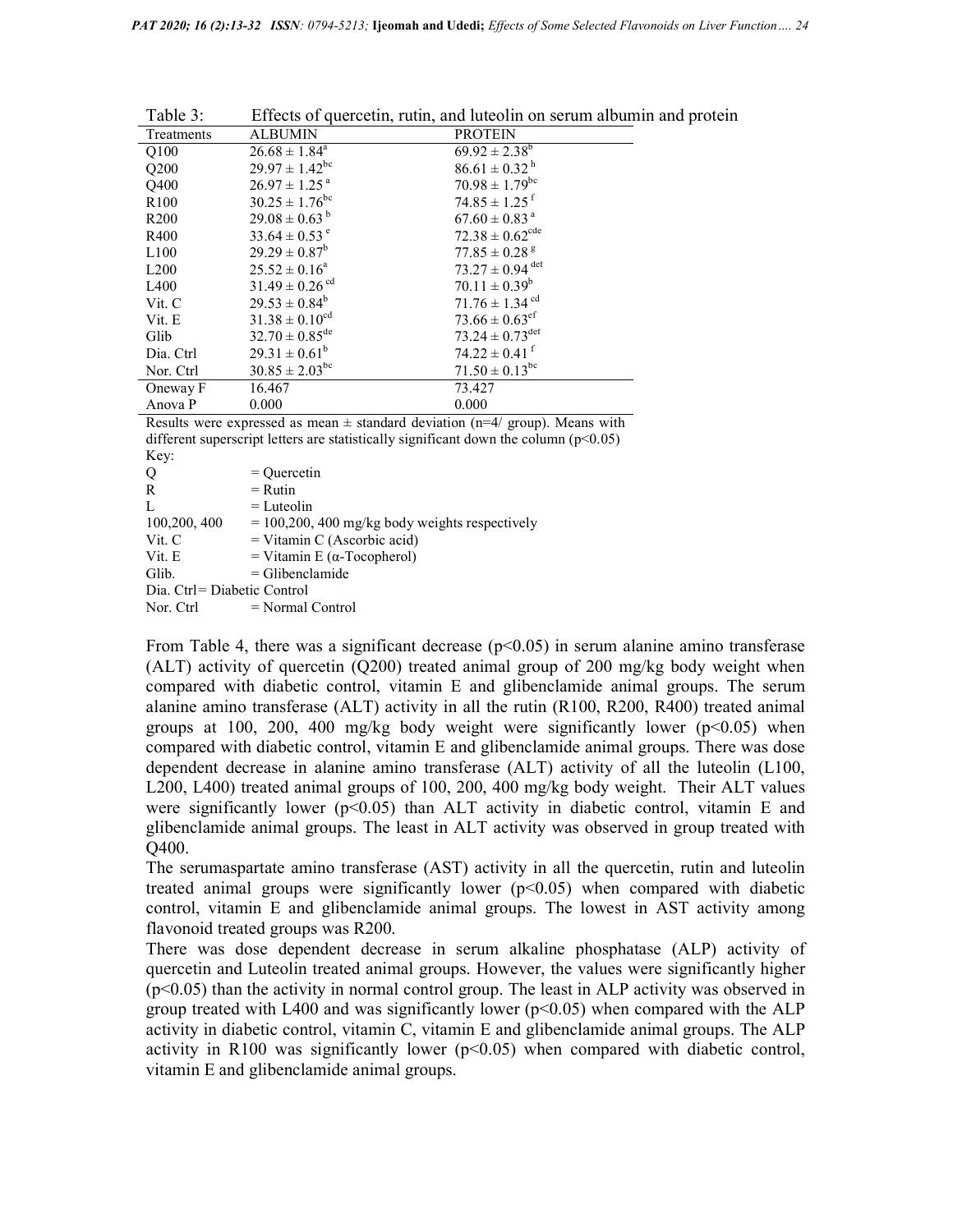Table 3: Effects of quercetin, rutin, and luteolin on serum albumin and protein

| Treatments | ALBUMIN | PROTEIN |
|---|---|---|
| Q100 | $26.68 \pm 1.84^{a}$ | $69.92 \pm 2.38^{b}$ |
| Q200 | $29.97 \pm 1.42^{bc}$ | $86.61 \pm 0.32^{h}$ |
| Q400 | $26.97 \pm 1.25^{a}$ | $70.98 \pm 1.79^{bc}$ |
| R100 | $30.25 \pm 1.76^{bc}$ | $74.85 \pm 1.25^{f}$ |
| R200 | $29.08 \pm 0.63^{b}$ | $67.60 \pm 0.83^{a}$ |
| R400 | $33.64 \pm 0.53^{e}$ | $72.38 \pm 0.62^{cde}$ |
| L100 | $29.29 \pm 0.87^{b}$ | $77.85 \pm 0.28^{g}$ |
| L200 | $25.52 \pm 0.16^{a}$ | $73.27 \pm 0.94^{def}$ |
| L400 | $31.49 \pm 0.26^{cd}$ | $70.11 \pm 0.39^{b}$ |
| Vit. C | $29.53 \pm 0.84^{b}$ | $71.76 \pm 1.34^{cd}$ |
| Vit. E | $31.38 \pm 0.10^{cd}$ | $73.66 \pm 0.63^{ef}$ |
| Glib | $32.70 \pm 0.85^{de}$ | $73.24 \pm 0.73^{def}$ |
| Dia. Ctrl | $29.31 \pm 0.61^{b}$ | $74.22 \pm 0.41^{f}$ |
| Nor. Ctrl | $30.85 \pm 2.03^{bc}$ | $71.50 \pm 0.13^{bc}$ |
| Oneway F | 16.467 | 73.427 |
| Anova P | 0.000 | 0.000 |

Results were expressed as mean ± standard deviation (n=4/ group). Means with different superscript letters are statistically significant down the column (p<0.05)

Key:

Q = Quercetin
R = Rutin
L = Luteolin
100,200, 400 = 100,200, 400 mg/kg body weights respectively
Vit. C = Vitamin C (Ascorbic acid)
Vit. E = Vitamin E (α-Tocopherol)
Glib. = Glibenclamide
Dia. Ctrl = Diabetic Control
Nor. Ctrl = Normal Control

From Table 4, there was a significant decrease ($p<0.05$) in serum alanine amino transferase (ALT) activity of quercetin (Q200) treated animal group of 200 mg/kg body weight when compared with diabetic control, vitamin E and glibenclamide animal groups. The serum alanine amino transferase (ALT) activity in all the rutin (R100, R200, R400) treated animal groups at 100, 200, 400 mg/kg body weight were significantly lower ($p<0.05$) when compared with diabetic control, vitamin E and glibenclamide animal groups. There was dose dependent decrease in alanine amino transferase (ALT) activity of all the luteolin (L100, L200, L400) treated animal groups of 100, 200, 400 mg/kg body weight. Their ALT values were significantly lower ($p<0.05$) than ALT activity in diabetic control, vitamin E and glibenclamide animal groups. The least in ALT activity was observed in group treated with Q400.

The serumaspartate amino transferase (AST) activity in all the quercetin, rutin and luteolin treated animal groups were significantly lower ($p<0.05$) when compared with diabetic control, vitamin E and glibenclamide animal groups. The lowest in AST activity among flavonoid treated groups was R200.

There was dose dependent decrease in serum alkaline phosphatase (ALP) activity of quercetin and Luteolin treated animal groups. However, the values were significantly higher ($p<0.05$) than the activity in normal control group. The least in ALP activity was observed in group treated with L400 and was significantly lower ($p<0.05$) when compared with the ALP activity in diabetic control, vitamin C, vitamin E and glibenclamide animal groups. The ALP activity in R100 was significantly lower ($p<0.05$) when compared with diabetic control, vitamin E and glibenclamide animal groups.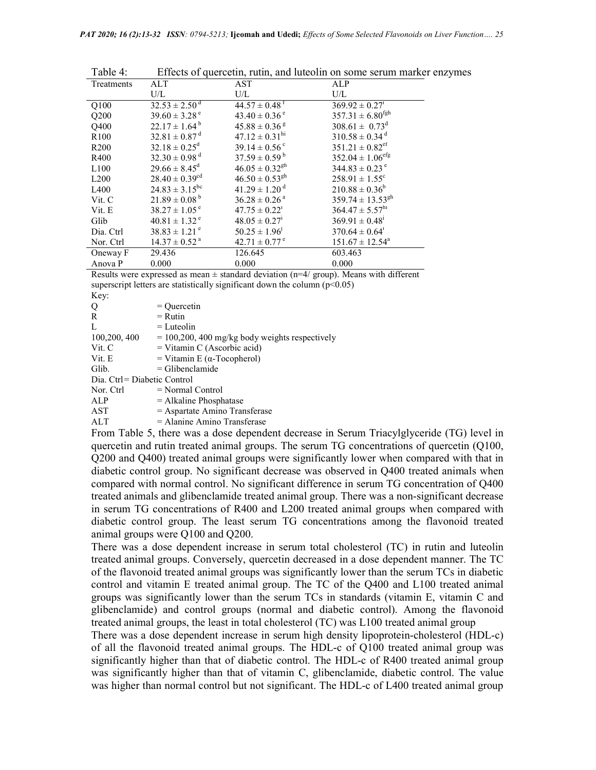Table 4: Effects of quercetin, rutin, and luteolin on some serum marker enzymes

| Treatments | ALT U/L | AST U/L | ALP U/L |
|---|---|---|---|
| Q100 | $32.53 \pm 2.50^{d}$ | $44.57 \pm 0.48^{f}$ | $369.92 \pm 0.27^{i}$ |
| Q200 | $39.60 \pm 3.28^{e}$ | $43.40 \pm 0.36^{e}$ | $357.31 \pm 6.80^{fgh}$ |
| Q400 | $22.17 \pm 1.64^{b}$ | $45.88 \pm 0.36^{g}$ | $308.61 \pm 0.73^{d}$ |
| R100 | $32.81 \pm 0.87^{d}$ | $47.12 \pm 0.31^{hi}$ | $310.58 \pm 0.34^{d}$ |
| R200 | $32.18 \pm 0.25^{d}$ | $39.14 \pm 0.56^{c}$ | $351.21 \pm 0.82^{ef}$ |
| R400 | $32.30 \pm 0.98^{d}$ | $37.59 \pm 0.59^{b}$ | $352.04 \pm 1.06^{efg}$ |
| L100 | $29.66 \pm 8.45^{d}$ | $46.05 \pm 0.32^{gh}$ | $344.83 \pm 0.23^{e}$ |
| L200 | $28.40 \pm 0.39^{cd}$ | $46.50 \pm 0.53^{gh}$ | $258.91 \pm 1.55^{c}$ |
| L400 | $24.83 \pm 3.15^{bc}$ | $41.29 \pm 1.20^{d}$ | $210.88 \pm 0.36^{b}$ |
| Vit. C | $21.89 \pm 0.08^{b}$ | $36.28 \pm 0.26^{a}$ | $359.74 \pm 13.53^{gh}$ |
| Vit. E | $38.27 \pm 1.05^{e}$ | $47.75 \pm 0.22^{i}$ | $364.47 \pm 5.57^{hi}$ |
| Glib | $40.81 \pm 1.32^{e}$ | $48.05 \pm 0.27^{i}$ | $369.91 \pm 0.48^{i}$ |
| Dia. Ctrl | $38.83 \pm 1.21^{e}$ | $50.25 \pm 1.96^{j}$ | $370.64 \pm 0.64^{i}$ |
| Nor. Ctrl | $14.37 \pm 0.52^{a}$ | $42.71 \pm 0.77^{e}$ | $151.67 \pm 12.54^{a}$ |
| Oneway F | 29.436 | 126.645 | 603.463 |
| Anova P | 0.000 | 0.000 | 0.000 |

Results were expressed as mean ± standard deviation (n=4/ group). Means with different superscript letters are statistically significant down the column ($p<0.05$)

Key:

Q = Quercetin
R = Rutin
L = Luteolin
100,200, 400 = 100,200, 400 mg/kg body weights respectively
Vit. C = Vitamin C (Ascorbic acid)
Vit. E = Vitamin E (α-Tocopherol)
Glib. = Glibenclamide
Dia. Ctrl= Diabetic Control
Nor. Ctrl = Normal Control
ALP = Alkaline Phosphatase
AST = Aspartate Amino Transferase
ALT = Alanine Amino Transferase

From Table 5, there was a dose dependent decrease in Serum Triacylglyceride (TG) level in quercetin and rutin treated animal groups. The serum TG concentrations of quercetin (Q100, Q200 and Q400) treated animal groups were significantly lower when compared with that in diabetic control group. No significant decrease was observed in Q400 treated animals when compared with normal control. No significant difference in serum TG concentration of Q400 treated animals and glibenclamide treated animal group. There was a non-significant decrease in serum TG concentrations of R400 and L200 treated animal groups when compared with diabetic control group. The least serum TG concentrations among the flavonoid treated animal groups were Q100 and Q200.

There was a dose dependent increase in serum total cholesterol (TC) in rutin and luteolin treated animal groups. Conversely, quercetin decreased in a dose dependent manner. The TC of the flavonoid treated animal groups was significantly lower than the serum TCs in diabetic control and vitamin E treated animal group. The TC of the Q400 and L100 treated animal groups was significantly lower than the serum TCs in standards (vitamin E, vitamin C and glibenclamide) and control groups (normal and diabetic control). Among the flavonoid treated animal groups, the least in total cholesterol (TC) was L100 treated animal group

There was a dose dependent increase in serum high density lipoprotein-cholesterol (HDL-c) of all the flavonoid treated animal groups. The HDL-c of Q100 treated animal group was significantly higher than that of diabetic control. The HDL-c of R400 treated animal group was significantly higher than that of vitamin C, glibenclamide, diabetic control. The value was higher than normal control but not significant. The HDL-c of L400 treated animal group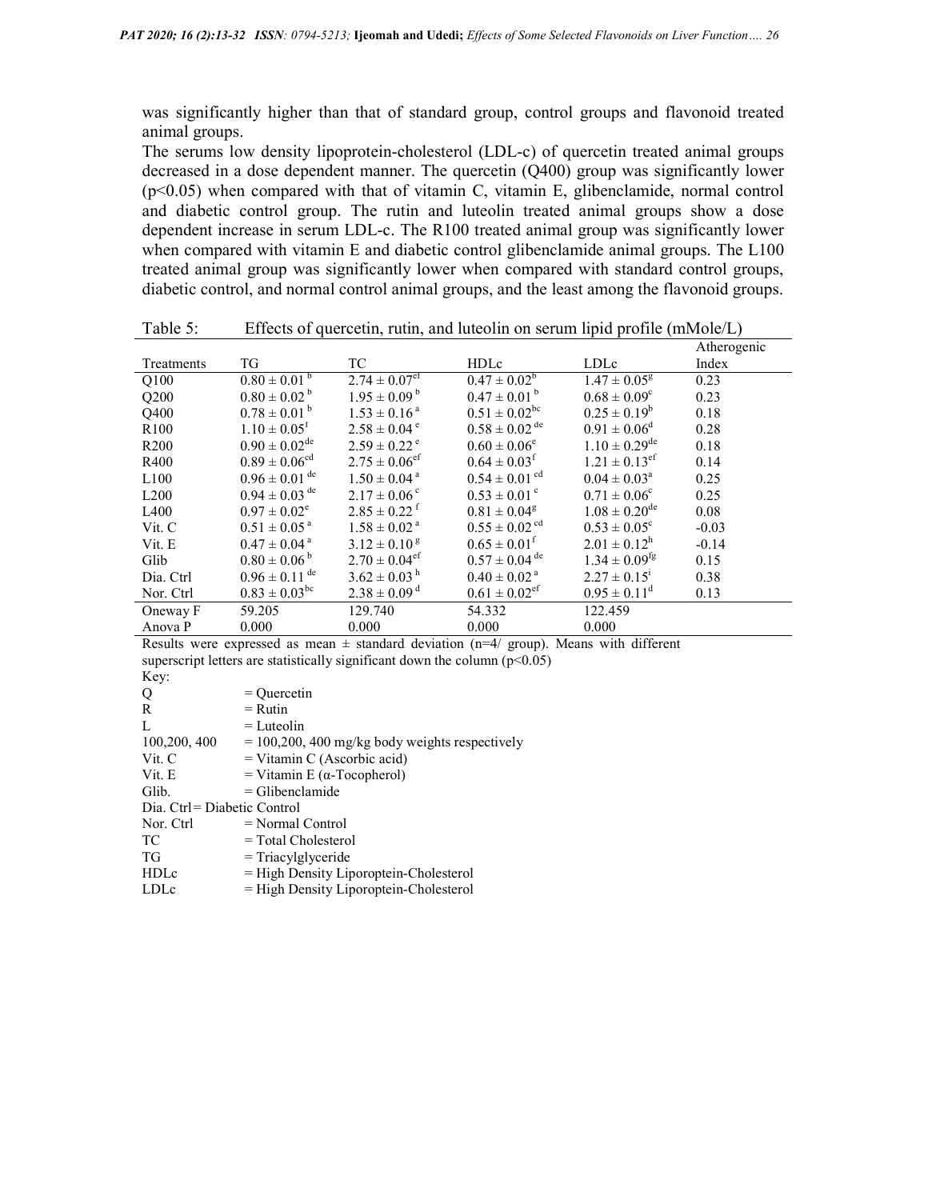was significantly higher than that of standard group, control groups and flavonoid treated animal groups.

The serums low density lipoprotein-cholesterol (LDL-c) of quercetin treated animal groups decreased in a dose dependent manner. The quercetin (Q400) group was significantly lower ($p<0.05$) when compared with that of vitamin C, vitamin E, glibenclamide, normal control and diabetic control group. The rutin and luteolin treated animal groups show a dose dependent increase in serum LDL-c. The R100 treated animal group was significantly lower when compared with vitamin E and diabetic control glibenclamide animal groups. The L100 treated animal group was significantly lower when compared with standard control groups, diabetic control, and normal control animal groups, and the least among the flavonoid groups.

Table 5: Effects of quercetin, rutin, and luteolin on serum lipid profile (mMole/L)

| Treatments | TG | TC | HDLc | LDLc | Atherogenic Index |
|---|---|---|---|---|---|
| Q100 | $0.80 \pm 0.01^{b}$ | $2.74 \pm 0.07^{ef}$ | $0.47 \pm 0.02^{b}$ | $1.47 \pm 0.05^{g}$ | 0.23 |
| Q200 | $0.80 \pm 0.02^{b}$ | $1.95 \pm 0.09^{b}$ | $0.47 \pm 0.01^{b}$ | $0.68 \pm 0.09^{c}$ | 0.23 |
| Q400 | $0.78 \pm 0.01^{b}$ | $1.53 \pm 0.16^{a}$ | $0.51 \pm 0.02^{bc}$ | $0.25 \pm 0.19^{b}$ | 0.18 |
| R100 | $1.10 \pm 0.05^{f}$ | $2.58 \pm 0.04^{e}$ | $0.58 \pm 0.02^{de}$ | $0.91 \pm 0.06^{d}$ | 0.28 |
| R200 | $0.90 \pm 0.02^{de}$ | $2.59 \pm 0.22^{e}$ | $0.60 \pm 0.06^{e}$ | $1.10 \pm 0.29^{de}$ | 0.18 |
| R400 | $0.89 \pm 0.06^{cd}$ | $2.75 \pm 0.06^{ef}$ | $0.64 \pm 0.03^{f}$ | $1.21 \pm 0.13^{ef}$ | 0.14 |
| L100 | $0.96 \pm 0.01^{de}$ | $1.50 \pm 0.04^{a}$ | $0.54 \pm 0.01^{cd}$ | $0.04 \pm 0.03^{a}$ | 0.25 |
| L200 | $0.94 \pm 0.03^{de}$ | $2.17 \pm 0.06^{c}$ | $0.53 \pm 0.01^{c}$ | $0.71 \pm 0.06^{c}$ | 0.25 |
| L400 | $0.97 \pm 0.02^{e}$ | $2.85 \pm 0.22^{f}$ | $0.81 \pm 0.04^{g}$ | $1.08 \pm 0.20^{de}$ | 0.08 |
| Vit. C | $0.51 \pm 0.05^{a}$ | $1.58 \pm 0.02^{a}$ | $0.55 \pm 0.02^{cd}$ | $0.53 \pm 0.05^{c}$ | -0.03 |
| Vit. E | $0.47 \pm 0.04^{a}$ | $3.12 \pm 0.10^{g}$ | $0.65 \pm 0.01^{f}$ | $2.01 \pm 0.12^{h}$ | -0.14 |
| Glib | $0.80 \pm 0.06^{b}$ | $2.70 \pm 0.04^{ef}$ | $0.57 \pm 0.04^{de}$ | $1.34 \pm 0.09^{fg}$ | 0.15 |
| Dia. Ctrl | $0.96 \pm 0.11^{de}$ | $3.62 \pm 0.03^{h}$ | $0.40 \pm 0.02^{a}$ | $2.27 \pm 0.15^{i}$ | 0.38 |
| Nor. Ctrl | $0.83 \pm 0.03^{bc}$ | $2.38 \pm 0.09^{d}$ | $0.61 \pm 0.02^{ef}$ | $0.95 \pm 0.11^{d}$ | 0.13 |
| Oneway F | 59.205 | 129.740 | 54.332 | 122.459 | |
| Anova P | 0.000 | 0.000 | 0.000 | 0.000 | |

Results were expressed as mean ± standard deviation (n=4/ group). Means with different superscript letters are statistically significant down the column ($p<0.05$)

Key:

Q = Quercetin
R = Rutin
L = Luteolin
100,200, 400 = 100,200, 400 mg/kg body weights respectively
Vit. C = Vitamin C (Ascorbic acid)
Vit. E = Vitamin E (α-Tocopherol)
Glib. = Glibenclamide
Dia. Ctrl= Diabetic Control
Nor. Ctrl = Normal Control
TC = Total Cholesterol
TG = Triacylglyceride
HDLc = High Density Liporoptein-Cholesterol
LDLc = High Density Liporoptein-Cholesterol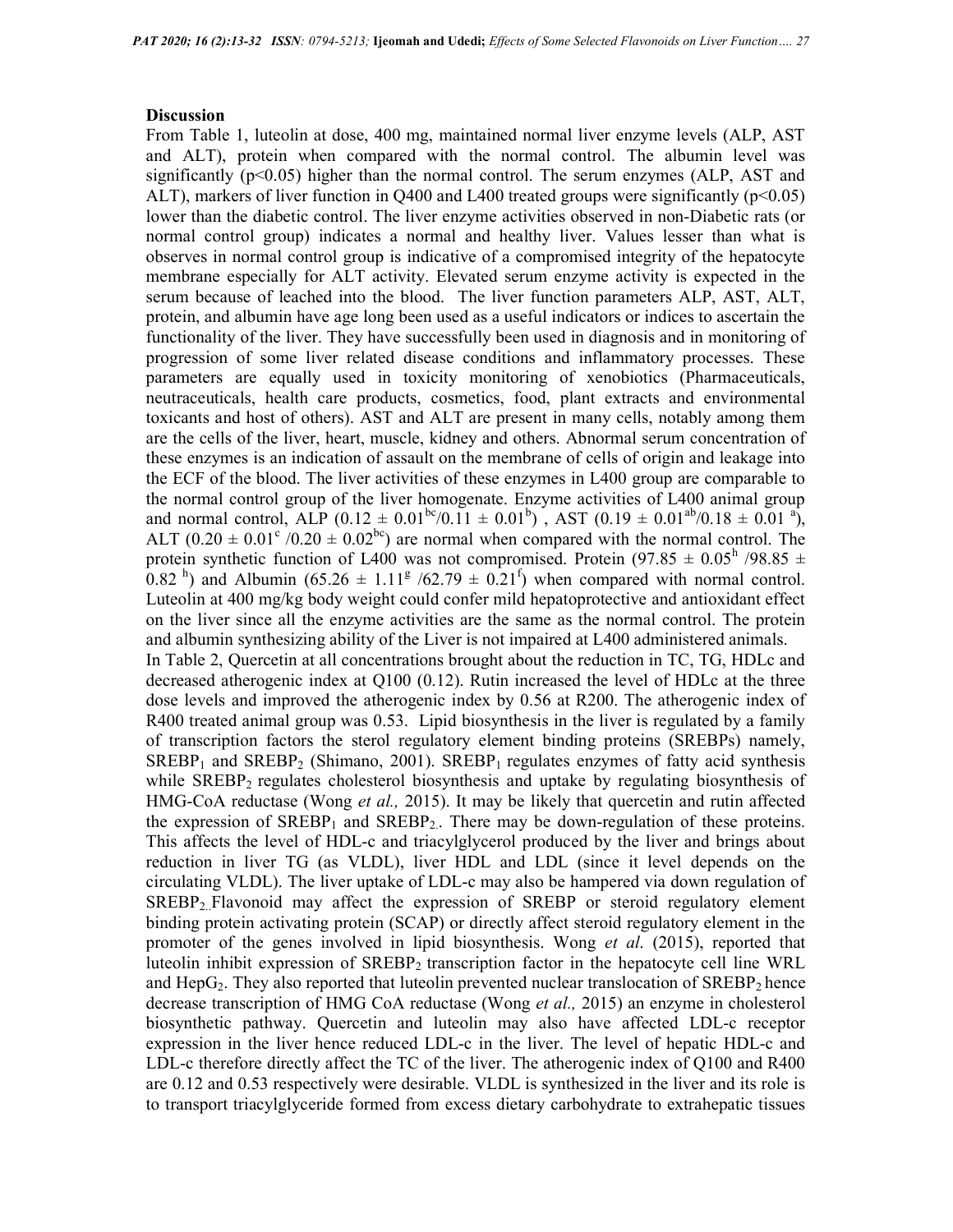**Discussion**

From Table 1, luteolin at dose, 400 mg, maintained normal liver enzyme levels (ALP, AST and ALT), protein when compared with the normal control. The albumin level was significantly ($p<0.05$) higher than the normal control. The serum enzymes (ALP, AST and ALT), markers of liver function in Q400 and L400 treated groups were significantly ($p<0.05$) lower than the diabetic control. The liver enzyme activities observed in non-Diabetic rats (or normal control group) indicates a normal and healthy liver. Values lesser than what is observes in normal control group is indicative of a compromised integrity of the hepatocyte membrane especially for ALT activity. Elevated serum enzyme activity is expected in the serum because of leached into the blood. The liver function parameters ALP, AST, ALT, protein, and albumin have age long been used as a useful indicators or indices to ascertain the functionality of the liver. They have successfully been used in diagnosis and in monitoring of progression of some liver related disease conditions and inflammatory processes. These parameters are equally used in toxicity monitoring of xenobiotics (Pharmaceuticals, neutraceuticals, health care products, cosmetics, food, plant extracts and environmental toxicants and host of others). AST and ALT are present in many cells, notably among them are the cells of the liver, heart, muscle, kidney and others. Abnormal serum concentration of these enzymes is an indication of assault on the membrane of cells of origin and leakage into the ECF of the blood. The liver activities of these enzymes in L400 group are comparable to the normal control group of the liver homogenate. Enzyme activities of L400 animal group and normal control, ALP ($0.12 \pm 0.01^{bc}/0.11 \pm 0.01^{b}$) , AST ($0.19 \pm 0.01^{ab}/0.18 \pm 0.01^{a}$), ALT ($0.20 \pm 0.01^{c}/0.20 \pm 0.02^{bc}$) are normal when compared with the normal control. The protein synthetic function of L400 was not compromised. Protein ($97.85 \pm 0.05^{h}/98.85 \pm 0.82^{h}$) and Albumin ($65.26 \pm 1.11^{g}/62.79 \pm 0.21^{f}$) when compared with normal control. Luteolin at 400 mg/kg body weight could confer mild hepatoprotective and antioxidant effect on the liver since all the enzyme activities are the same as the normal control. The protein and albumin synthesizing ability of the Liver is not impaired at L400 administered animals.

In Table 2, Quercetin at all concentrations brought about the reduction in TC, TG, HDLc and decreased atherogenic index at Q100 (0.12). Rutin increased the level of HDLc at the three dose levels and improved the atherogenic index by 0.56 at R200. The atherogenic index of R400 treated animal group was 0.53. Lipid biosynthesis in the liver is regulated by a family of transcription factors the sterol regulatory element binding proteins (SREBPs) namely, $SREBP_1$ and $SREBP_2$ (Shimano, 2001). $SREBP_1$ regulates enzymes of fatty acid synthesis while $SREBP_2$ regulates cholesterol biosynthesis and uptake by regulating biosynthesis of HMG-CoA reductase (Wong *et al.,* 2015). It may be likely that quercetin and rutin affected the expression of $SREBP_1$ and $SREBP_2$. There may be down-regulation of these proteins. This affects the level of HDL-c and triacylglycerol produced by the liver and brings about reduction in liver TG (as VLDL), liver HDL and LDL (since it level depends on the circulating VLDL). The liver uptake of LDL-c may also be hampered via down regulation of $SREBP_2$. Flavonoid may affect the expression of SREBP or steroid regulatory element binding protein activating protein (SCAP) or directly affect steroid regulatory element in the promoter of the genes involved in lipid biosynthesis. Wong *et al*. (2015), reported that luteolin inhibit expression of $SREBP_2$ transcription factor in the hepatocyte cell line WRL and $HepG_2$. They also reported that luteolin prevented nuclear translocation of $SREBP_2$ hence decrease transcription of HMG CoA reductase (Wong *et al.,* 2015) an enzyme in cholesterol biosynthetic pathway. Quercetin and luteolin may also have affected LDL-c receptor expression in the liver hence reduced LDL-c in the liver. The level of hepatic HDL-c and LDL-c therefore directly affect the TC of the liver. The atherogenic index of Q100 and R400 are 0.12 and 0.53 respectively were desirable. VLDL is synthesized in the liver and its role is to transport triacylglyceride formed from excess dietary carbohydrate to extrahepatic tissues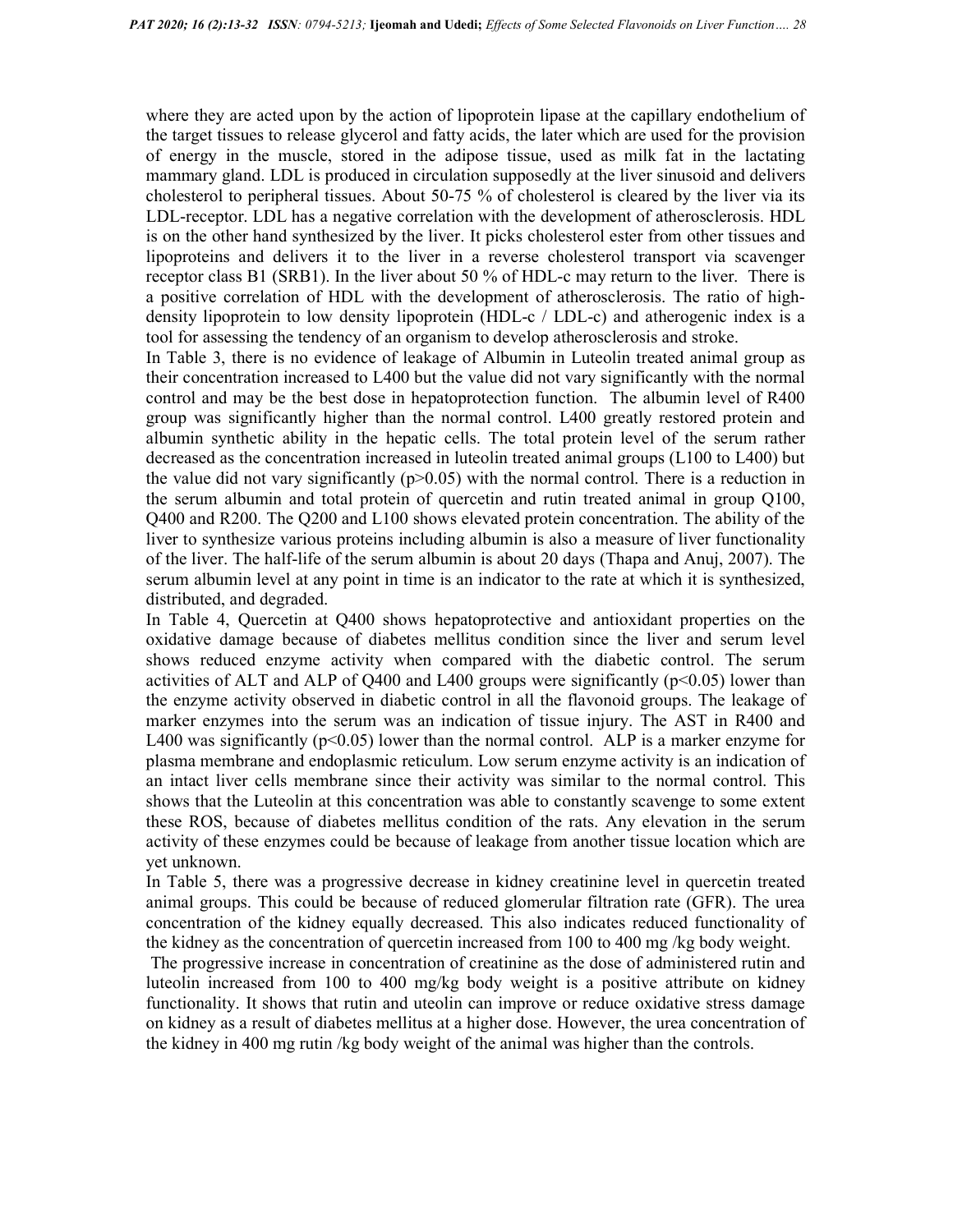where they are acted upon by the action of lipoprotein lipase at the capillary endothelium of the target tissues to release glycerol and fatty acids, the later which are used for the provision of energy in the muscle, stored in the adipose tissue, used as milk fat in the lactating mammary gland. LDL is produced in circulation supposedly at the liver sinusoid and delivers cholesterol to peripheral tissues. About 50-75 % of cholesterol is cleared by the liver via its LDL-receptor. LDL has a negative correlation with the development of atherosclerosis. HDL is on the other hand synthesized by the liver. It picks cholesterol ester from other tissues and lipoproteins and delivers it to the liver in a reverse cholesterol transport via scavenger receptor class B1 (SRB1). In the liver about 50 % of HDL-c may return to the liver. There is a positive correlation of HDL with the development of atherosclerosis. The ratio of high-density lipoprotein to low density lipoprotein (HDL-c / LDL-c) and atherogenic index is a tool for assessing the tendency of an organism to develop atherosclerosis and stroke.

In Table 3, there is no evidence of leakage of Albumin in Luteolin treated animal group as their concentration increased to L400 but the value did not vary significantly with the normal control and may be the best dose in hepatoprotection function. The albumin level of R400 group was significantly higher than the normal control. L400 greatly restored protein and albumin synthetic ability in the hepatic cells. The total protein level of the serum rather decreased as the concentration increased in luteolin treated animal groups (L100 to L400) but the value did not vary significantly ($p>0.05$) with the normal control. There is a reduction in the serum albumin and total protein of quercetin and rutin treated animal in group Q100, Q400 and R200. The Q200 and L100 shows elevated protein concentration. The ability of the liver to synthesize various proteins including albumin is also a measure of liver functionality of the liver. The half-life of the serum albumin is about 20 days (Thapa and Anuj, 2007). The serum albumin level at any point in time is an indicator to the rate at which it is synthesized, distributed, and degraded.

In Table 4, Quercetin at Q400 shows hepatoprotective and antioxidant properties on the oxidative damage because of diabetes mellitus condition since the liver and serum level shows reduced enzyme activity when compared with the diabetic control. The serum activities of ALT and ALP of Q400 and L400 groups were significantly ($p<0.05$) lower than the enzyme activity observed in diabetic control in all the flavonoid groups. The leakage of marker enzymes into the serum was an indication of tissue injury. The AST in R400 and L400 was significantly ($p<0.05$) lower than the normal control. ALP is a marker enzyme for plasma membrane and endoplasmic reticulum. Low serum enzyme activity is an indication of an intact liver cells membrane since their activity was similar to the normal control. This shows that the Luteolin at this concentration was able to constantly scavenge to some extent these ROS, because of diabetes mellitus condition of the rats. Any elevation in the serum activity of these enzymes could be because of leakage from another tissue location which are yet unknown.

In Table 5, there was a progressive decrease in kidney creatinine level in quercetin treated animal groups. This could be because of reduced glomerular filtration rate (GFR). The urea concentration of the kidney equally decreased. This also indicates reduced functionality of the kidney as the concentration of quercetin increased from 100 to 400 mg /kg body weight.

The progressive increase in concentration of creatinine as the dose of administered rutin and luteolin increased from 100 to 400 mg/kg body weight is a positive attribute on kidney functionality. It shows that rutin and uteolin can improve or reduce oxidative stress damage on kidney as a result of diabetes mellitus at a higher dose. However, the urea concentration of the kidney in 400 mg rutin /kg body weight of the animal was higher than the controls.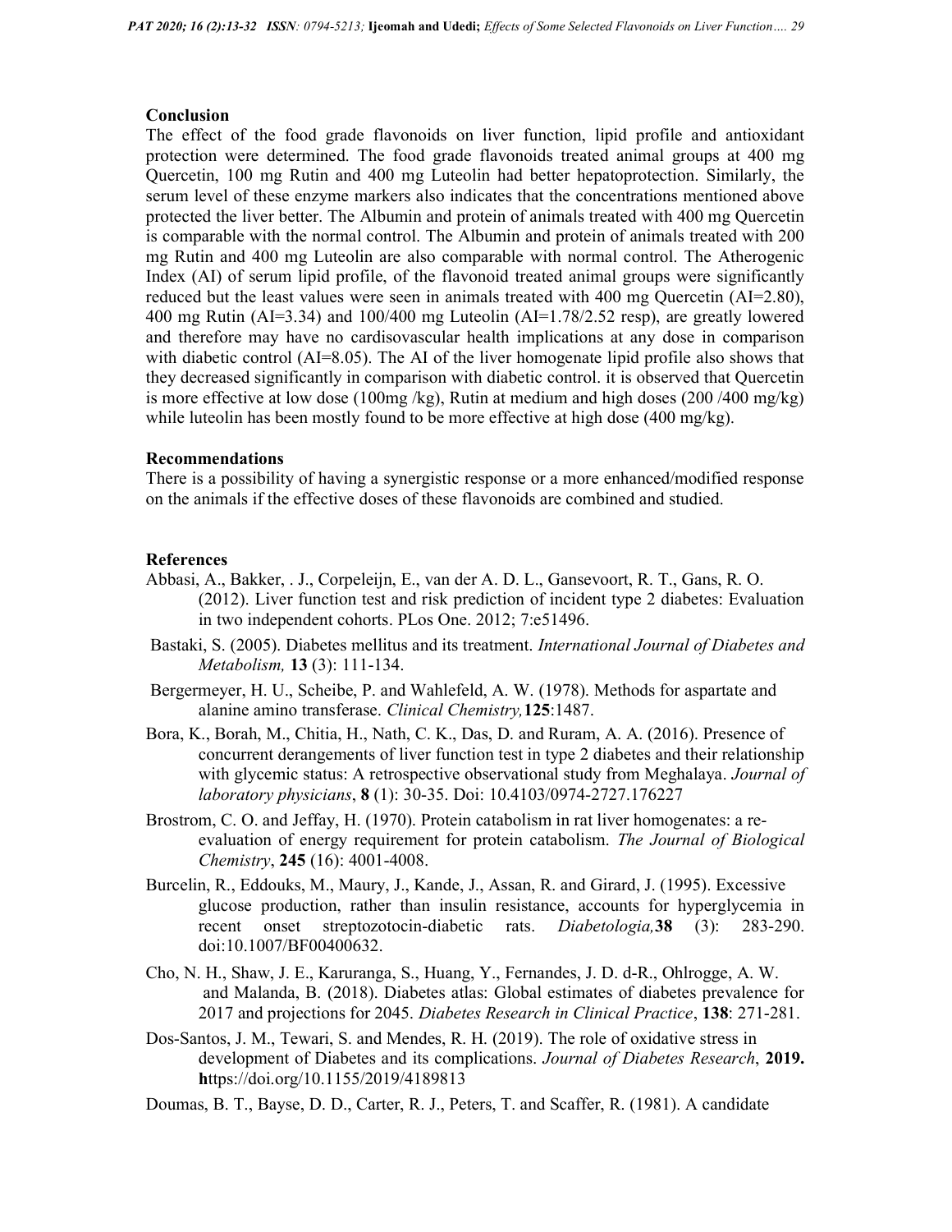## Conclusion

The effect of the food grade flavonoids on liver function, lipid profile and antioxidant protection were determined. The food grade flavonoids treated animal groups at 400 mg Quercetin, 100 mg Rutin and 400 mg Luteolin had better hepatoprotection. Similarly, the serum level of these enzyme markers also indicates that the concentrations mentioned above protected the liver better. The Albumin and protein of animals treated with 400 mg Quercetin is comparable with the normal control. The Albumin and protein of animals treated with 200 mg Rutin and 400 mg Luteolin are also comparable with normal control. The Atherogenic Index (AI) of serum lipid profile, of the flavonoid treated animal groups were significantly reduced but the least values were seen in animals treated with 400 mg Quercetin (AI=2.80), 400 mg Rutin (AI=3.34) and 100/400 mg Luteolin (AI=1.78/2.52 resp), are greatly lowered and therefore may have no cardisovascular health implications at any dose in comparison with diabetic control (AI=8.05). The AI of the liver homogenate lipid profile also shows that they decreased significantly in comparison with diabetic control. it is observed that Quercetin is more effective at low dose (100mg /kg), Rutin at medium and high doses (200 /400 mg/kg) while luteolin has been mostly found to be more effective at high dose (400 mg/kg).

## Recommendations

There is a possibility of having a synergistic response or a more enhanced/modified response on the animals if the effective doses of these flavonoids are combined and studied.

## References

Abbasi, A., Bakker, . J., Corpeleijn, E., van der A. D. L., Gansevoort, R. T., Gans, R. O. (2012). Liver function test and risk prediction of incident type 2 diabetes: Evaluation in two independent cohorts. PLos One. 2012; 7:e51496.

Bastaki, S. (2005). Diabetes mellitus and its treatment. *International Journal of Diabetes and Metabolism,* **13** (3): 111-134.

Bergermeyer, H. U., Scheibe, P. and Wahlefeld, A. W. (1978). Methods for aspartate and alanine amino transferase. *Clinical Chemistry,* **125**:1487.

Bora, K., Borah, M., Chitia, H., Nath, C. K., Das, D. and Ruram, A. A. (2016). Presence of concurrent derangements of liver function test in type 2 diabetes and their relationship with glycemic status: A retrospective observational study from Meghalaya. *Journal of laboratory physicians*, **8** (1): 30-35. Doi: 10.4103/0974-2727.176227

Brostrom, C. O. and Jeffay, H. (1970). Protein catabolism in rat liver homogenates: a re-evaluation of energy requirement for protein catabolism. *The Journal of Biological Chemistry*, **245** (16): 4001-4008.

Burcelin, R., Eddouks, M., Maury, J., Kande, J., Assan, R. and Girard, J. (1995). Excessive glucose production, rather than insulin resistance, accounts for hyperglycemia in recent onset streptozotocin-diabetic rats. *Diabetologia,* **38** (3): 283-290. doi:10.1007/BF00400632.

Cho, N. H., Shaw, J. E., Karuranga, S., Huang, Y., Fernandes, J. D. d-R., Ohlrogge, A. W. and Malanda, B. (2018). Diabetes atlas: Global estimates of diabetes prevalence for 2017 and projections for 2045. *Diabetes Research in Clinical Practice*, **138**: 271-281.

Dos-Santos, J. M., Tewari, S. and Mendes, R. H. (2019). The role of oxidative stress in development of Diabetes and its complications. *Journal of Diabetes Research*, **2019.** **h**ttps://doi.org/10.1155/2019/4189813

Doumas, B. T., Bayse, D. D., Carter, R. J., Peters, T. and Scaffer, R. (1981). A candidate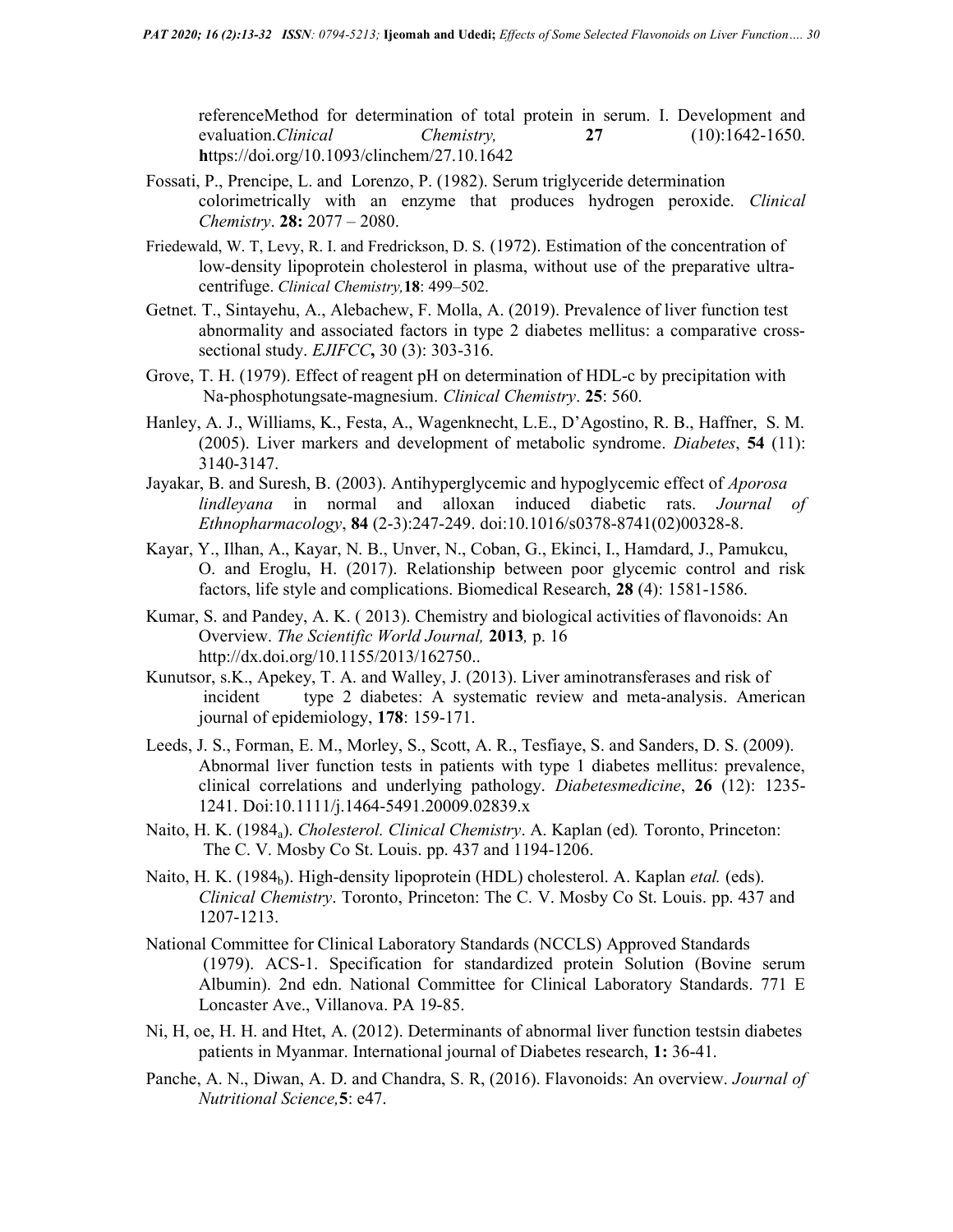referenceMethod for determination of total protein in serum. I. Development and evaluation.*Clinical Chemistry,* **27** (10):1642-1650. **h**ttps://doi.org/10.1093/clinchem/27.10.1642

Fossati, P., Prencipe, L. and Lorenzo, P. (1982). Serum triglyceride determination colorimetrically with an enzyme that produces hydrogen peroxide. *Clinical Chemistry*. **28:** 2077 – 2080.

Friedewald, W. T, Levy, R. I. and Fredrickson, D. S. (1972). Estimation of the concentration of low-density lipoprotein cholesterol in plasma, without use of the preparative ultra-centrifuge. *Clinical Chemistry,***18**: 499–502.

Getnet. T., Sintayehu, A., Alebachew, F. Molla, A. (2019). Prevalence of liver function test abnormality and associated factors in type 2 diabetes mellitus: a comparative cross-sectional study. *EJIFCC***,** 30 (3): 303-316.

Grove, T. H. (1979). Effect of reagent pH on determination of HDL-c by precipitation with Na-phosphotungsate-magnesium. *Clinical Chemistry*. **25**: 560.

Hanley, A. J., Williams, K., Festa, A., Wagenknecht, L.E., D'Agostino, R. B., Haffner, S. M. (2005). Liver markers and development of metabolic syndrome. *Diabetes*, **54** (11): 3140-3147.

Jayakar, B. and Suresh, B. (2003). Antihyperglycemic and hypoglycemic effect of *Aporosa lindleyana* in normal and alloxan induced diabetic rats. *Journal of Ethnopharmacology*, **84** (2-3):247-249. doi:10.1016/s0378-8741(02)00328-8.

Kayar, Y., Ilhan, A., Kayar, N. B., Unver, N., Coban, G., Ekinci, I., Hamdard, J., Pamukcu, O. and Eroglu, H. (2017). Relationship between poor glycemic control and risk factors, life style and complications. Biomedical Research, **28** (4): 1581-1586.

Kumar, S. and Pandey, A. K. ( 2013). Chemistry and biological activities of flavonoids: An Overview. *The Scientific World Journal,* **2013***,* p. 16 http://dx.doi.org/10.1155/2013/162750..

Kunutsor, s.K., Apekey, T. A. and Walley, J. (2013). Liver aminotransferases and risk of incident type 2 diabetes: A systematic review and meta-analysis. American journal of epidemiology, **178**: 159-171.

Leeds, J. S., Forman, E. M., Morley, S., Scott, A. R., Tesfiaye, S. and Sanders, D. S. (2009). Abnormal liver function tests in patients with type 1 diabetes mellitus: prevalence, clinical correlations and underlying pathology. *Diabetesmedicine*, **26** (12): 1235-1241. Doi:10.1111/j.1464-5491.20009.02839.x

Naito, H. K. (1984$_a$). *Cholesterol. Clinical Chemistry*. A. Kaplan (ed)*.* Toronto, Princeton: The C. V. Mosby Co St. Louis. pp. 437 and 1194-1206.

Naito, H. K. (1984$_b$). High-density lipoprotein (HDL) cholesterol. A. Kaplan *etal.* (eds). *Clinical Chemistry*. Toronto, Princeton: The C. V. Mosby Co St. Louis. pp. 437 and 1207-1213.

National Committee for Clinical Laboratory Standards (NCCLS) Approved Standards (1979). ACS-1. Specification for standardized protein Solution (Bovine serum Albumin). 2nd edn. National Committee for Clinical Laboratory Standards. 771 E Loncaster Ave., Villanova. PA 19-85.

Ni, H, oe, H. H. and Htet, A. (2012). Determinants of abnormal liver function testsin diabetes patients in Myanmar. International journal of Diabetes research, **1:** 36-41.

Panche, A. N., Diwan, A. D. and Chandra, S. R, (2016). Flavonoids: An overview. *Journal of Nutritional Science,***5**: e47.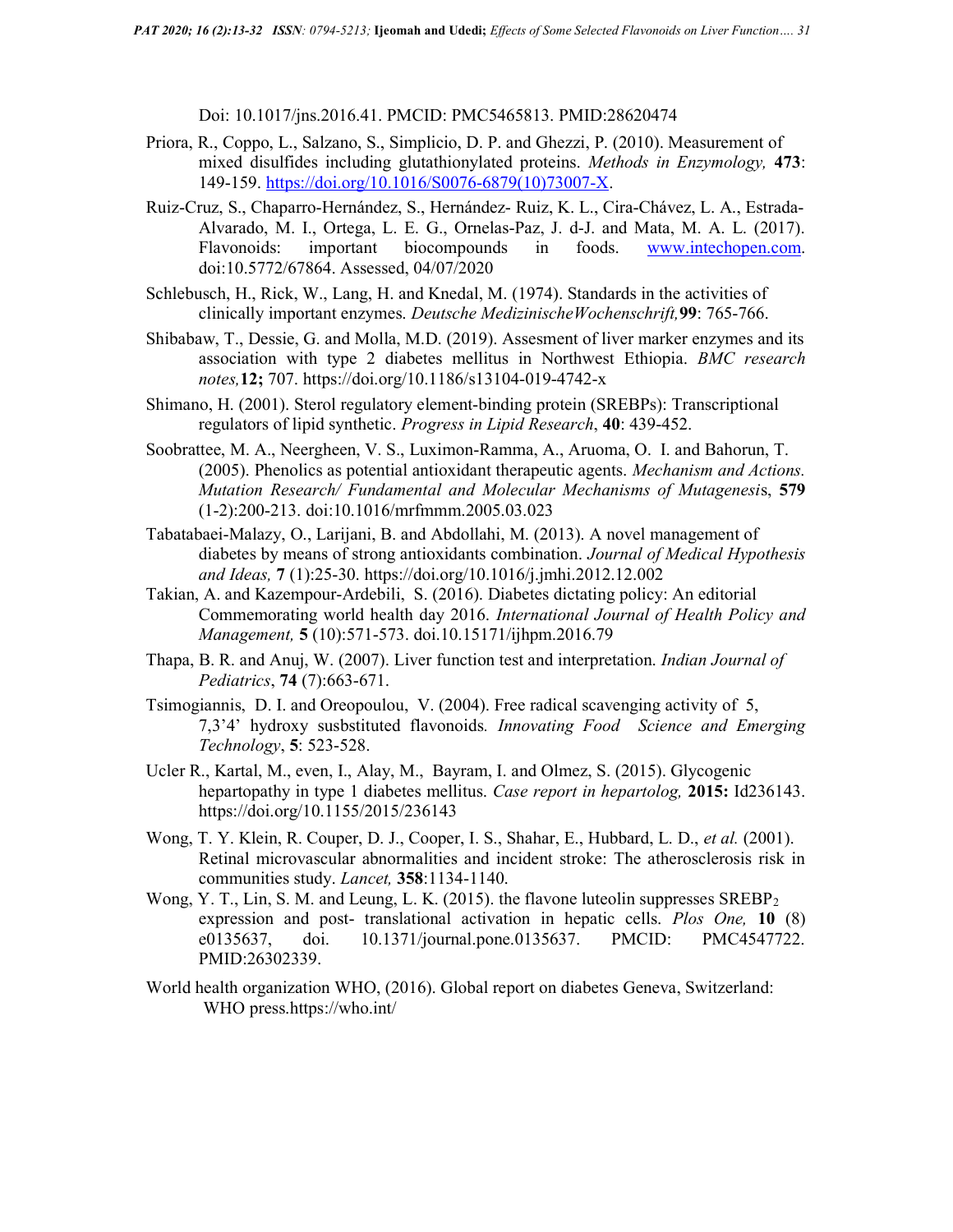Doi: 10.1017/jns.2016.41. PMCID: PMC5465813. PMID:28620474

Priora, R., Coppo, L., Salzano, S., Simplicio, D. P. and Ghezzi, P. (2010). Measurement of mixed disulfides including glutathionylated proteins. *Methods in Enzymology,* **473**: 149-159. https://doi.org/10.1016/S0076-6879(10)73007-X.

Ruiz-Cruz, S., Chaparro-Hernández, S., Hernández- Ruiz, K. L., Cira-Chávez, L. A., Estrada-Alvarado, M. I., Ortega, L. E. G., Ornelas-Paz, J. d-J. and Mata, M. A. L. (2017). Flavonoids: important biocompounds in foods. www.intechopen.com. doi:10.5772/67864. Assessed, 04/07/2020

Schlebusch, H., Rick, W., Lang, H. and Knedal, M. (1974). Standards in the activities of clinically important enzymes. *Deutsche MedizinischeWochenschrift,* **99**: 765-766.

Shibabaw, T., Dessie, G. and Molla, M.D. (2019). Assesment of liver marker enzymes and its association with type 2 diabetes mellitus in Northwest Ethiopia. *BMC research notes,* **12;** 707. https://doi.org/10.1186/s13104-019-4742-x

Shimano, H. (2001). Sterol regulatory element-binding protein (SREBPs): Transcriptional regulators of lipid synthetic. *Progress in Lipid Research*, **40**: 439-452.

Soobrattee, M. A., Neergheen, V. S., Luximon-Ramma, A., Aruoma, O. I. and Bahorun, T. (2005). Phenolics as potential antioxidant therapeutic agents. *Mechanism and Actions. Mutation Research/ Fundamental and Molecular Mechanisms of Mutagenesis*, **579** (1-2):200-213. doi:10.1016/mrfmmm.2005.03.023

Tabatabaei-Malazy, O., Larijani, B. and Abdollahi, M. (2013). A novel management of diabetes by means of strong antioxidants combination. *Journal of Medical Hypothesis and Ideas,* **7** (1):25-30. https://doi.org/10.1016/j.jmhi.2012.12.002

Takian, A. and Kazempour-Ardebili, S. (2016). Diabetes dictating policy: An editorial Commemorating world health day 2016. *International Journal of Health Policy and Management,* **5** (10):571-573. doi.10.15171/ijhpm.2016.79

Thapa, B. R. and Anuj, W. (2007). Liver function test and interpretation. *Indian Journal of Pediatrics*, **74** (7):663-671.

Tsimogiannis, D. I. and Oreopoulou, V. (2004). Free radical scavenging activity of 5, 7,3'4' hydroxy susbstituted flavonoids*. Innovating Food Science and Emerging Technology*, **5**: 523-528.

Ucler R., Kartal, M., even, I., Alay, M., Bayram, I. and Olmez, S. (2015). Glycogenic hepartopathy in type 1 diabetes mellitus. *Case report in hepartolog,* **2015:** Id236143. https://doi.org/10.1155/2015/236143

Wong, T. Y. Klein, R. Couper, D. J., Cooper, I. S., Shahar, E., Hubbard, L. D., *et al.* (2001). Retinal microvascular abnormalities and incident stroke: The atherosclerosis risk in communities study. *Lancet,* **358**:1134-1140.

Wong, Y. T., Lin, S. M. and Leung, L. K. (2015). the flavone luteolin suppresses $SREBP_2$ expression and post- translational activation in hepatic cells. *Plos One,* **10** (8) e0135637, doi. 10.1371/journal.pone.0135637. PMCID: PMC4547722. PMID:26302339.

World health organization WHO, (2016). Global report on diabetes Geneva, Switzerland: WHO press.https://who.int/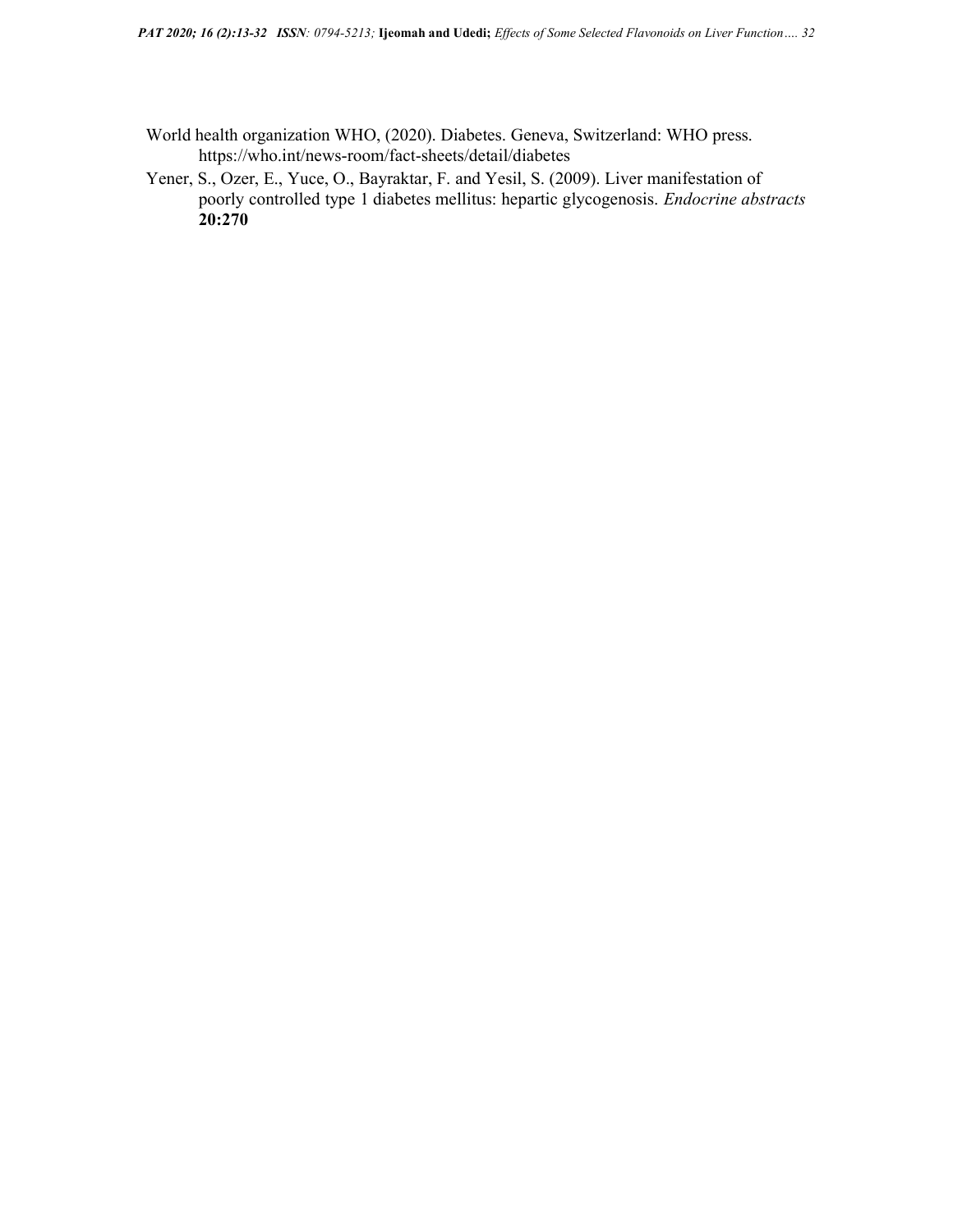World health organization WHO, (2020). Diabetes. Geneva, Switzerland: WHO press. https://who.int/news-room/fact-sheets/detail/diabetes

Yener, S., Ozer, E., Yuce, O., Bayraktar, F. and Yesil, S. (2009). Liver manifestation of poorly controlled type 1 diabetes mellitus: hepartic glycogenosis. *Endocrine abstracts* **20:270**